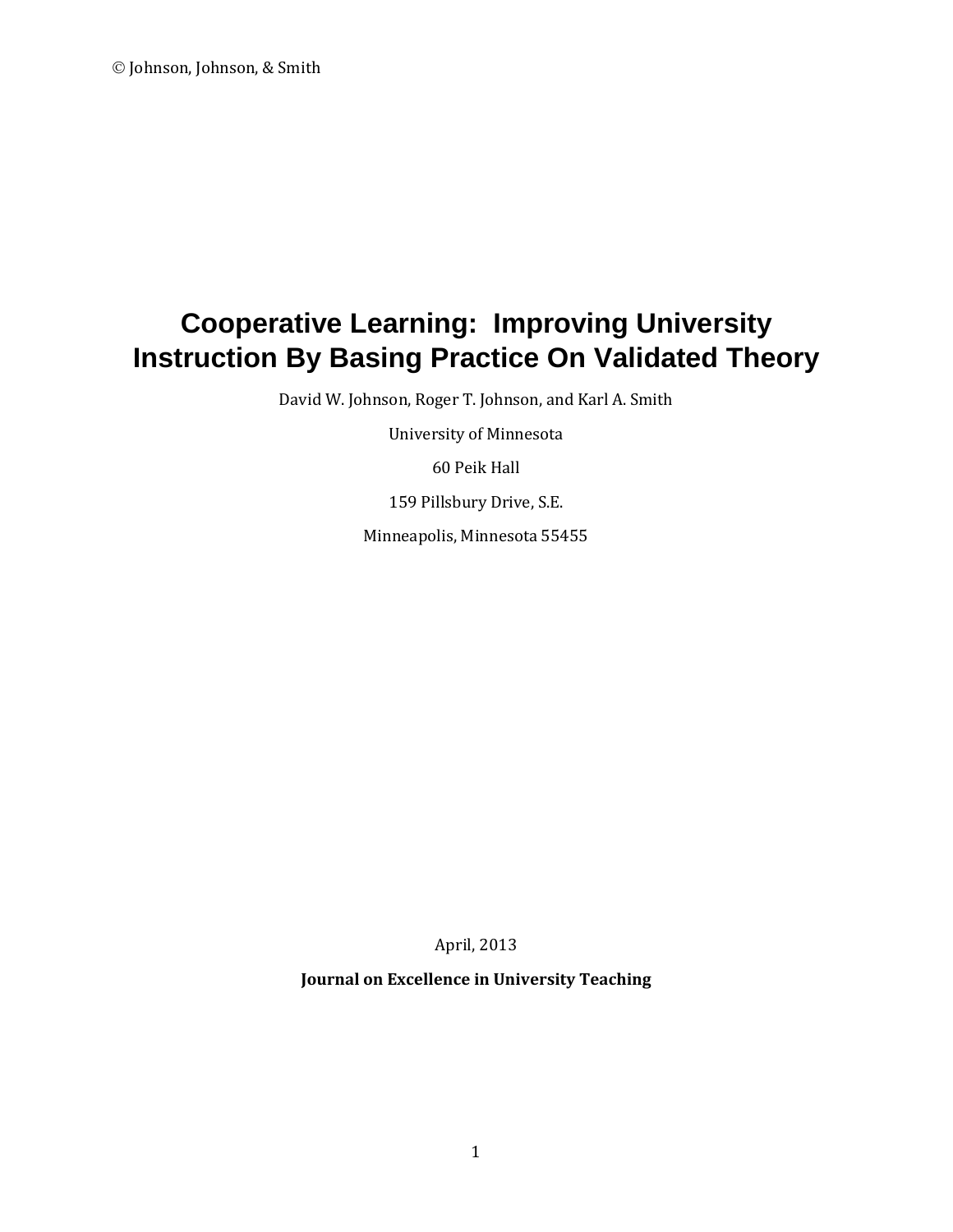© Johnson, Johnson, & Smith

# Cooperative Learning: Improving University Instruction By Basing Practice On Validated Theory

David W. Johnson, Roger T. Johnson, and Karl A. Smith

University of Minnesota

60 Peik Hall

159 Pillsbury Drive, S.E.

Minneapolis, Minnesota 55455

April, 2013

**Journal on Excellence in University Teaching**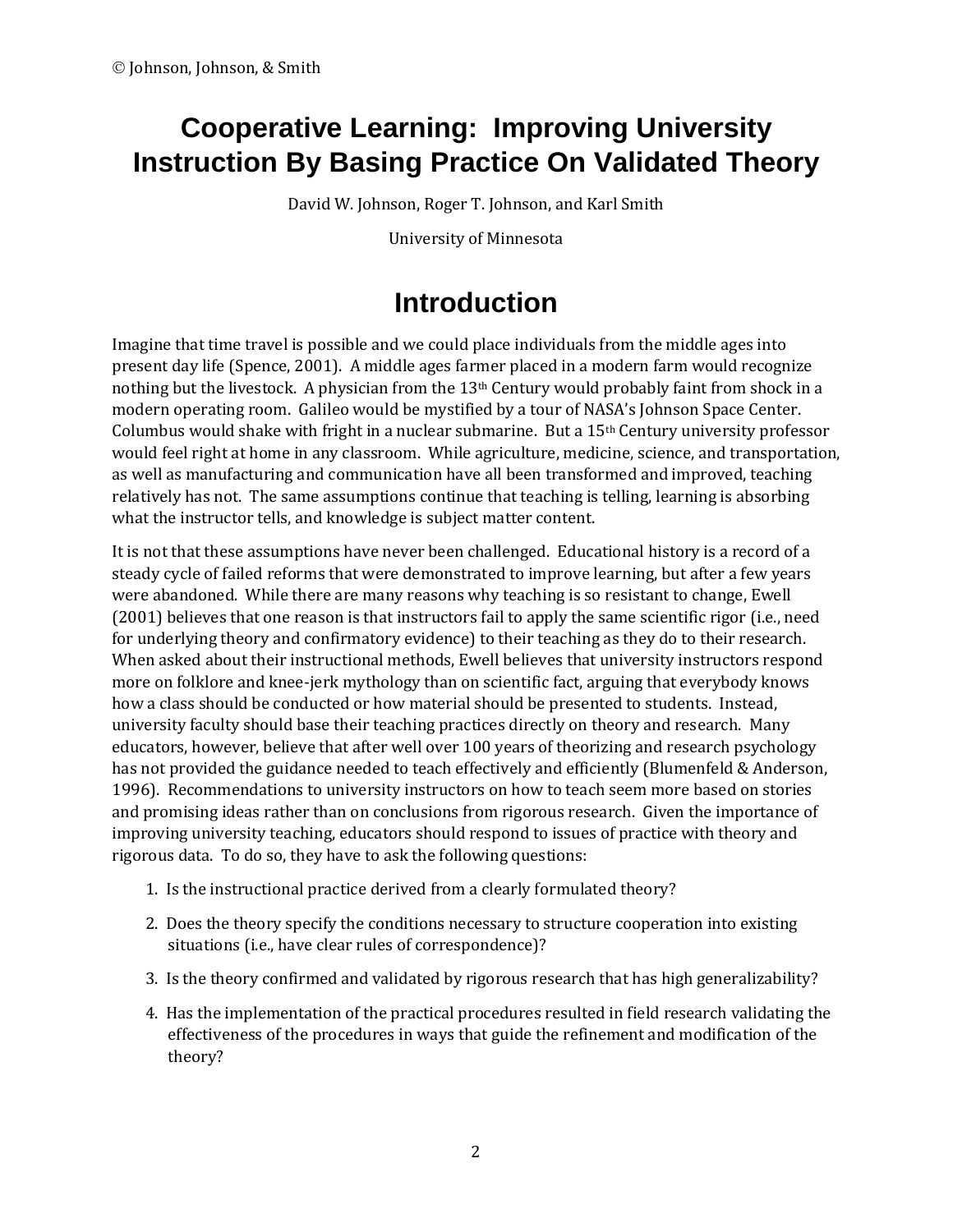© Johnson, Johnson, & Smith

# Cooperative Learning: Improving University Instruction By Basing Practice On Validated Theory

David W. Johnson, Roger T. Johnson, and Karl Smith

University of Minnesota

## Introduction

Imagine that time travel is possible and we could place individuals from the middle ages into present day life (Spence, 2001). A middle ages farmer placed in a modern farm would recognize nothing but the livestock. A physician from the 13th Century would probably faint from shock in a modern operating room. Galileo would be mystified by a tour of NASA's Johnson Space Center. Columbus would shake with fright in a nuclear submarine. But a 15th Century university professor would feel right at home in any classroom. While agriculture, medicine, science, and transportation, as well as manufacturing and communication have all been transformed and improved, teaching relatively has not. The same assumptions continue that teaching is telling, learning is absorbing what the instructor tells, and knowledge is subject matter content.

It is not that these assumptions have never been challenged. Educational history is a record of a steady cycle of failed reforms that were demonstrated to improve learning, but after a few years were abandoned. While there are many reasons why teaching is so resistant to change, Ewell (2001) believes that one reason is that instructors fail to apply the same scientific rigor (i.e., need for underlying theory and confirmatory evidence) to their teaching as they do to their research. When asked about their instructional methods, Ewell believes that university instructors respond more on folklore and knee-jerk mythology than on scientific fact, arguing that everybody knows how a class should be conducted or how material should be presented to students. Instead, university faculty should base their teaching practices directly on theory and research. Many educators, however, believe that after well over 100 years of theorizing and research psychology has not provided the guidance needed to teach effectively and efficiently (Blumenfeld & Anderson, 1996). Recommendations to university instructors on how to teach seem more based on stories and promising ideas rather than on conclusions from rigorous research. Given the importance of improving university teaching, educators should respond to issues of practice with theory and rigorous data. To do so, they have to ask the following questions:

1. Is the instructional practice derived from a clearly formulated theory?
2. Does the theory specify the conditions necessary to structure cooperation into existing situations (i.e., have clear rules of correspondence)?
3. Is the theory confirmed and validated by rigorous research that has high generalizability?
4. Has the implementation of the practical procedures resulted in field research validating the effectiveness of the procedures in ways that guide the refinement and modification of the theory?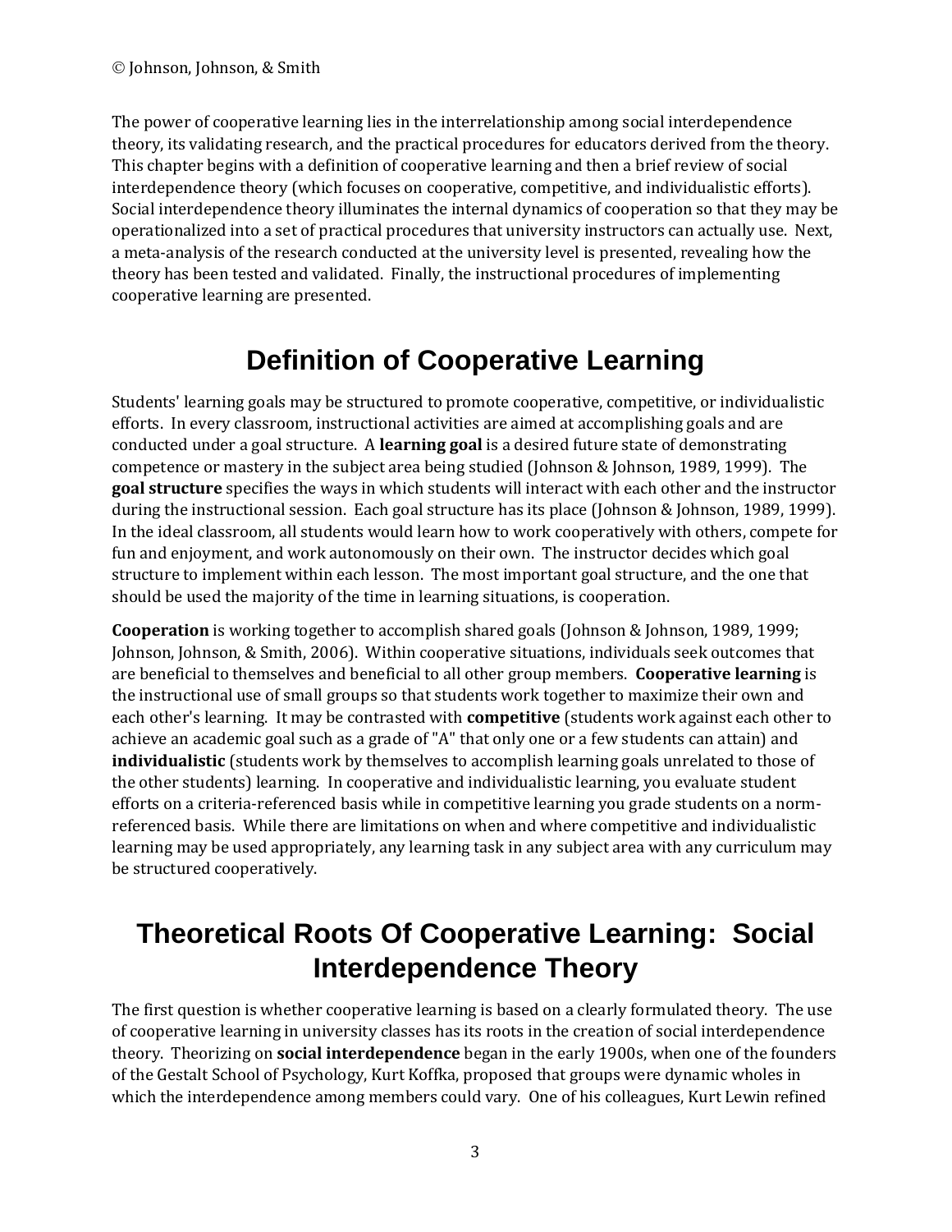The power of cooperative learning lies in the interrelationship among social interdependence theory, its validating research, and the practical procedures for educators derived from the theory. This chapter begins with a definition of cooperative learning and then a brief review of social interdependence theory (which focuses on cooperative, competitive, and individualistic efforts). Social interdependence theory illuminates the internal dynamics of cooperation so that they may be operationalized into a set of practical procedures that university instructors can actually use. Next, a meta-analysis of the research conducted at the university level is presented, revealing how the theory has been tested and validated. Finally, the instructional procedures of implementing cooperative learning are presented.

## Definition of Cooperative Learning

Students' learning goals may be structured to promote cooperative, competitive, or individualistic efforts. In every classroom, instructional activities are aimed at accomplishing goals and are conducted under a goal structure. A **learning goal** is a desired future state of demonstrating competence or mastery in the subject area being studied (Johnson & Johnson, 1989, 1999). The **goal structure** specifies the ways in which students will interact with each other and the instructor during the instructional session. Each goal structure has its place (Johnson & Johnson, 1989, 1999). In the ideal classroom, all students would learn how to work cooperatively with others, compete for fun and enjoyment, and work autonomously on their own. The instructor decides which goal structure to implement within each lesson. The most important goal structure, and the one that should be used the majority of the time in learning situations, is cooperation.

**Cooperation** is working together to accomplish shared goals (Johnson & Johnson, 1989, 1999; Johnson, Johnson, & Smith, 2006). Within cooperative situations, individuals seek outcomes that are beneficial to themselves and beneficial to all other group members. **Cooperative learning** is the instructional use of small groups so that students work together to maximize their own and each other's learning. It may be contrasted with **competitive** (students work against each other to achieve an academic goal such as a grade of "A" that only one or a few students can attain) and **individualistic** (students work by themselves to accomplish learning goals unrelated to those of the other students) learning. In cooperative and individualistic learning, you evaluate student efforts on a criteria-referenced basis while in competitive learning you grade students on a norm-referenced basis. While there are limitations on when and where competitive and individualistic learning may be used appropriately, any learning task in any subject area with any curriculum may be structured cooperatively.

## Theoretical Roots Of Cooperative Learning: Social Interdependence Theory

The first question is whether cooperative learning is based on a clearly formulated theory. The use of cooperative learning in university classes has its roots in the creation of social interdependence theory. Theorizing on **social interdependence** began in the early 1900s, when one of the founders of the Gestalt School of Psychology, Kurt Koffka, proposed that groups were dynamic wholes in which the interdependence among members could vary. One of his colleagues, Kurt Lewin refined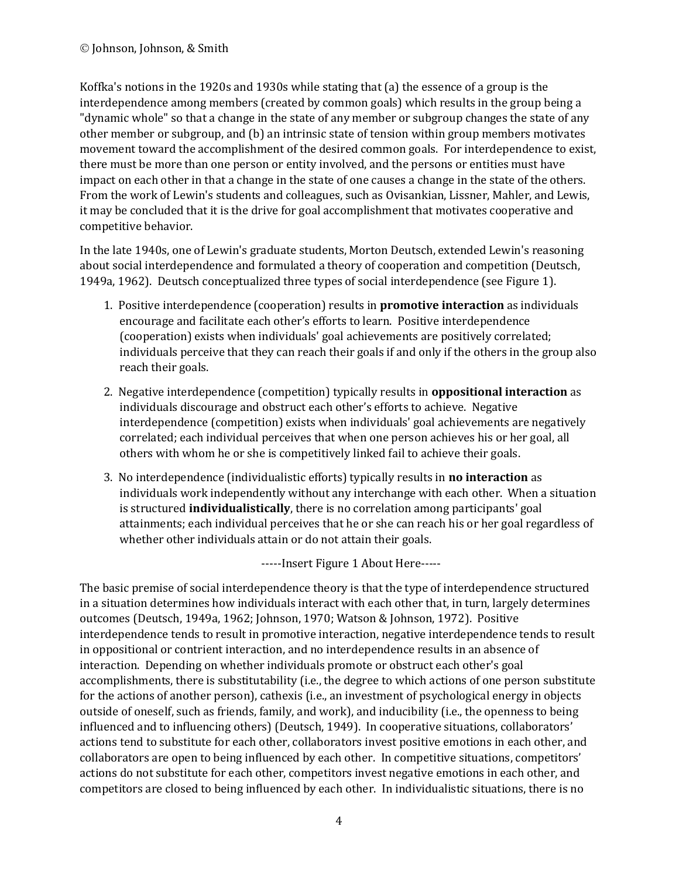Koffka's notions in the 1920s and 1930s while stating that (a) the essence of a group is the interdependence among members (created by common goals) which results in the group being a "dynamic whole" so that a change in the state of any member or subgroup changes the state of any other member or subgroup, and (b) an intrinsic state of tension within group members motivates movement toward the accomplishment of the desired common goals. For interdependence to exist, there must be more than one person or entity involved, and the persons or entities must have impact on each other in that a change in the state of one causes a change in the state of the others. From the work of Lewin's students and colleagues, such as Ovisankian, Lissner, Mahler, and Lewis, it may be concluded that it is the drive for goal accomplishment that motivates cooperative and competitive behavior.

In the late 1940s, one of Lewin's graduate students, Morton Deutsch, extended Lewin's reasoning about social interdependence and formulated a theory of cooperation and competition (Deutsch, 1949a, 1962). Deutsch conceptualized three types of social interdependence (see Figure 1).

1. Positive interdependence (cooperation) results in **promotive interaction** as individuals encourage and facilitate each other's efforts to learn. Positive interdependence (cooperation) exists when individuals' goal achievements are positively correlated; individuals perceive that they can reach their goals if and only if the others in the group also reach their goals.

2. Negative interdependence (competition) typically results in **oppositional interaction** as individuals discourage and obstruct each other's efforts to achieve. Negative interdependence (competition) exists when individuals' goal achievements are negatively correlated; each individual perceives that when one person achieves his or her goal, all others with whom he or she is competitively linked fail to achieve their goals.

3. No interdependence (individualistic efforts) typically results in **no interaction** as individuals work independently without any interchange with each other. When a situation is structured **individualistically**, there is no correlation among participants' goal attainments; each individual perceives that he or she can reach his or her goal regardless of whether other individuals attain or do not attain their goals.

-----Insert Figure 1 About Here-----

The basic premise of social interdependence theory is that the type of interdependence structured in a situation determines how individuals interact with each other that, in turn, largely determines outcomes (Deutsch, 1949a, 1962; Johnson, 1970; Watson & Johnson, 1972). Positive interdependence tends to result in promotive interaction, negative interdependence tends to result in oppositional or contrient interaction, and no interdependence results in an absence of interaction. Depending on whether individuals promote or obstruct each other's goal accomplishments, there is substitutability (i.e., the degree to which actions of one person substitute for the actions of another person), cathexis (i.e., an investment of psychological energy in objects outside of oneself, such as friends, family, and work), and inducibility (i.e., the openness to being influenced and to influencing others) (Deutsch, 1949). In cooperative situations, collaborators' actions tend to substitute for each other, collaborators invest positive emotions in each other, and collaborators are open to being influenced by each other. In competitive situations, competitors' actions do not substitute for each other, competitors invest negative emotions in each other, and competitors are closed to being influenced by each other. In individualistic situations, there is no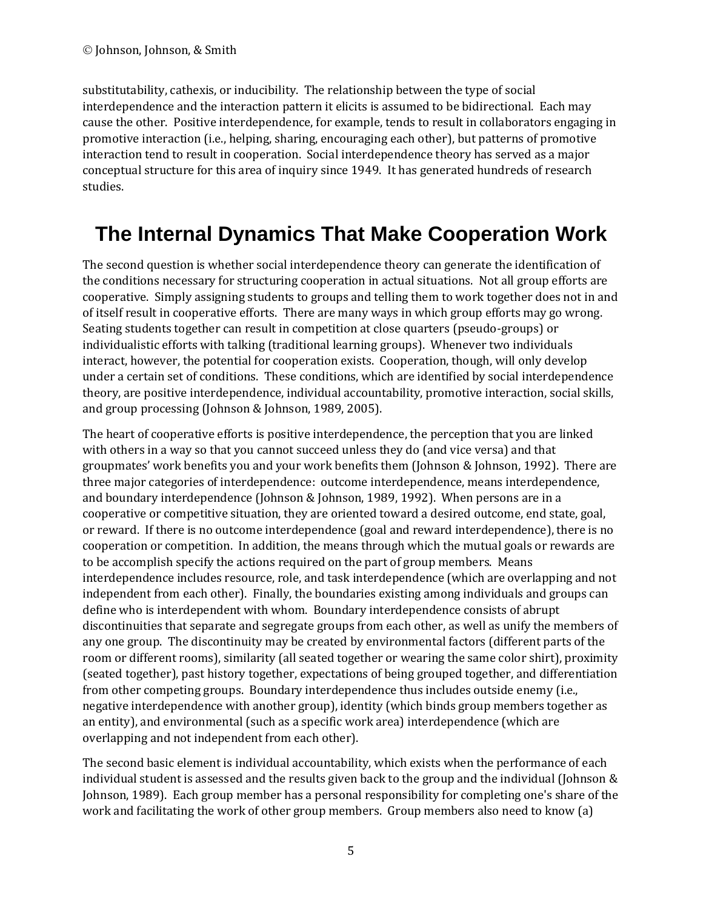substitutability, cathexis, or inducibility. The relationship between the type of social interdependence and the interaction pattern it elicits is assumed to be bidirectional. Each may cause the other. Positive interdependence, for example, tends to result in collaborators engaging in promotive interaction (i.e., helping, sharing, encouraging each other), but patterns of promotive interaction tend to result in cooperation. Social interdependence theory has served as a major conceptual structure for this area of inquiry since 1949. It has generated hundreds of research studies.

# The Internal Dynamics That Make Cooperation Work

The second question is whether social interdependence theory can generate the identification of the conditions necessary for structuring cooperation in actual situations. Not all group efforts are cooperative. Simply assigning students to groups and telling them to work together does not in and of itself result in cooperative efforts. There are many ways in which group efforts may go wrong. Seating students together can result in competition at close quarters (pseudo-groups) or individualistic efforts with talking (traditional learning groups). Whenever two individuals interact, however, the potential for cooperation exists. Cooperation, though, will only develop under a certain set of conditions. These conditions, which are identified by social interdependence theory, are positive interdependence, individual accountability, promotive interaction, social skills, and group processing (Johnson & Johnson, 1989, 2005).

The heart of cooperative efforts is positive interdependence, the perception that you are linked with others in a way so that you cannot succeed unless they do (and vice versa) and that groupmates' work benefits you and your work benefits them (Johnson & Johnson, 1992). There are three major categories of interdependence: outcome interdependence, means interdependence, and boundary interdependence (Johnson & Johnson, 1989, 1992). When persons are in a cooperative or competitive situation, they are oriented toward a desired outcome, end state, goal, or reward. If there is no outcome interdependence (goal and reward interdependence), there is no cooperation or competition. In addition, the means through which the mutual goals or rewards are to be accomplish specify the actions required on the part of group members. Means interdependence includes resource, role, and task interdependence (which are overlapping and not independent from each other). Finally, the boundaries existing among individuals and groups can define who is interdependent with whom. Boundary interdependence consists of abrupt discontinuities that separate and segregate groups from each other, as well as unify the members of any one group. The discontinuity may be created by environmental factors (different parts of the room or different rooms), similarity (all seated together or wearing the same color shirt), proximity (seated together), past history together, expectations of being grouped together, and differentiation from other competing groups. Boundary interdependence thus includes outside enemy (i.e., negative interdependence with another group), identity (which binds group members together as an entity), and environmental (such as a specific work area) interdependence (which are overlapping and not independent from each other).

The second basic element is individual accountability, which exists when the performance of each individual student is assessed and the results given back to the group and the individual (Johnson & Johnson, 1989). Each group member has a personal responsibility for completing one's share of the work and facilitating the work of other group members. Group members also need to know (a)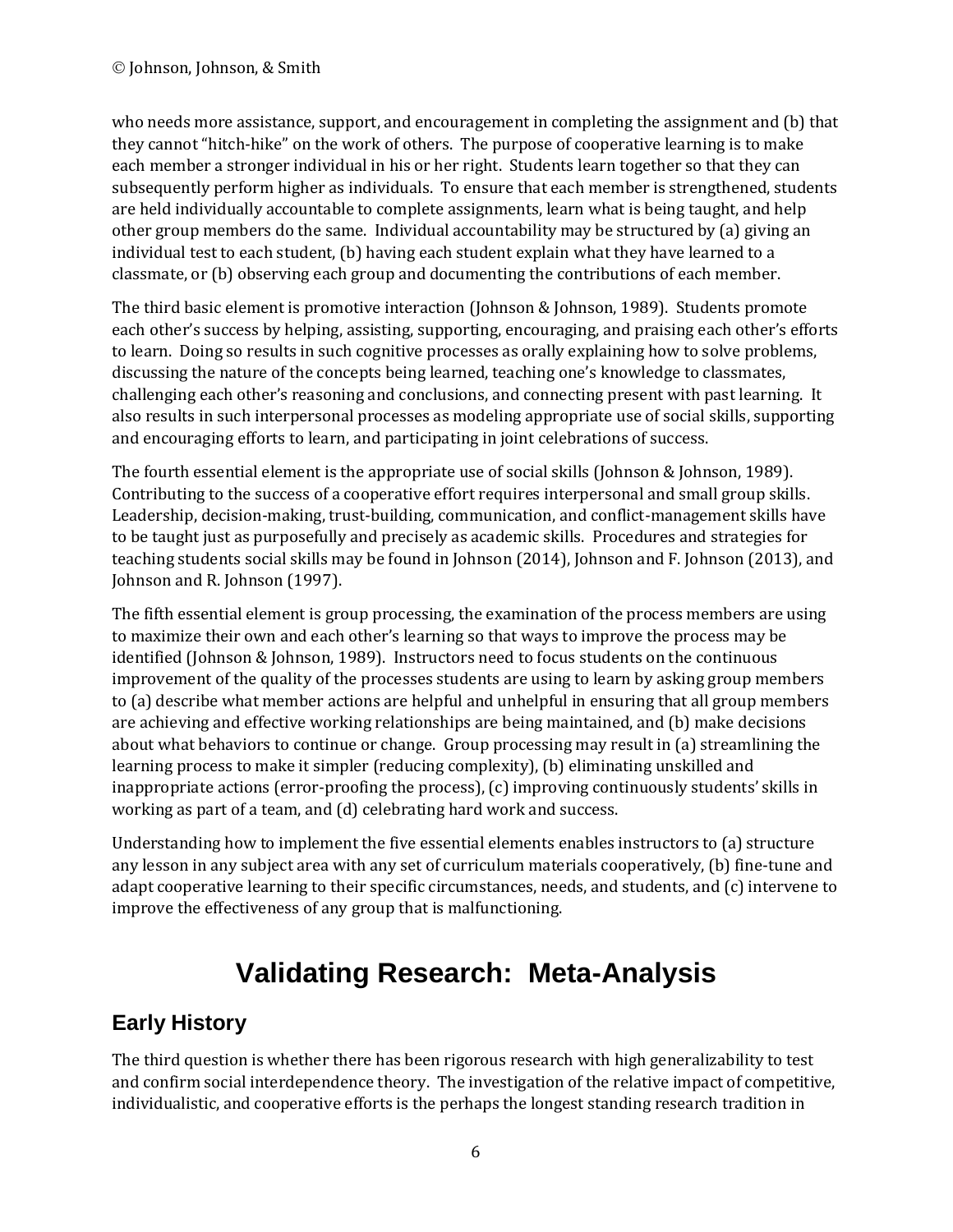who needs more assistance, support, and encouragement in completing the assignment and (b) that they cannot "hitch-hike" on the work of others. The purpose of cooperative learning is to make each member a stronger individual in his or her right. Students learn together so that they can subsequently perform higher as individuals. To ensure that each member is strengthened, students are held individually accountable to complete assignments, learn what is being taught, and help other group members do the same. Individual accountability may be structured by (a) giving an individual test to each student, (b) having each student explain what they have learned to a classmate, or (b) observing each group and documenting the contributions of each member.

The third basic element is promotive interaction (Johnson & Johnson, 1989). Students promote each other's success by helping, assisting, supporting, encouraging, and praising each other's efforts to learn. Doing so results in such cognitive processes as orally explaining how to solve problems, discussing the nature of the concepts being learned, teaching one's knowledge to classmates, challenging each other's reasoning and conclusions, and connecting present with past learning. It also results in such interpersonal processes as modeling appropriate use of social skills, supporting and encouraging efforts to learn, and participating in joint celebrations of success.

The fourth essential element is the appropriate use of social skills (Johnson & Johnson, 1989). Contributing to the success of a cooperative effort requires interpersonal and small group skills. Leadership, decision-making, trust-building, communication, and conflict-management skills have to be taught just as purposefully and precisely as academic skills. Procedures and strategies for teaching students social skills may be found in Johnson (2014), Johnson and F. Johnson (2013), and Johnson and R. Johnson (1997).

The fifth essential element is group processing, the examination of the process members are using to maximize their own and each other's learning so that ways to improve the process may be identified (Johnson & Johnson, 1989). Instructors need to focus students on the continuous improvement of the quality of the processes students are using to learn by asking group members to (a) describe what member actions are helpful and unhelpful in ensuring that all group members are achieving and effective working relationships are being maintained, and (b) make decisions about what behaviors to continue or change. Group processing may result in (a) streamlining the learning process to make it simpler (reducing complexity), (b) eliminating unskilled and inappropriate actions (error-proofing the process), (c) improving continuously students' skills in working as part of a team, and (d) celebrating hard work and success.

Understanding how to implement the five essential elements enables instructors to (a) structure any lesson in any subject area with any set of curriculum materials cooperatively, (b) fine-tune and adapt cooperative learning to their specific circumstances, needs, and students, and (c) intervene to improve the effectiveness of any group that is malfunctioning.

# Validating Research: Meta-Analysis

## Early History

The third question is whether there has been rigorous research with high generalizability to test and confirm social interdependence theory. The investigation of the relative impact of competitive, individualistic, and cooperative efforts is the perhaps the longest standing research tradition in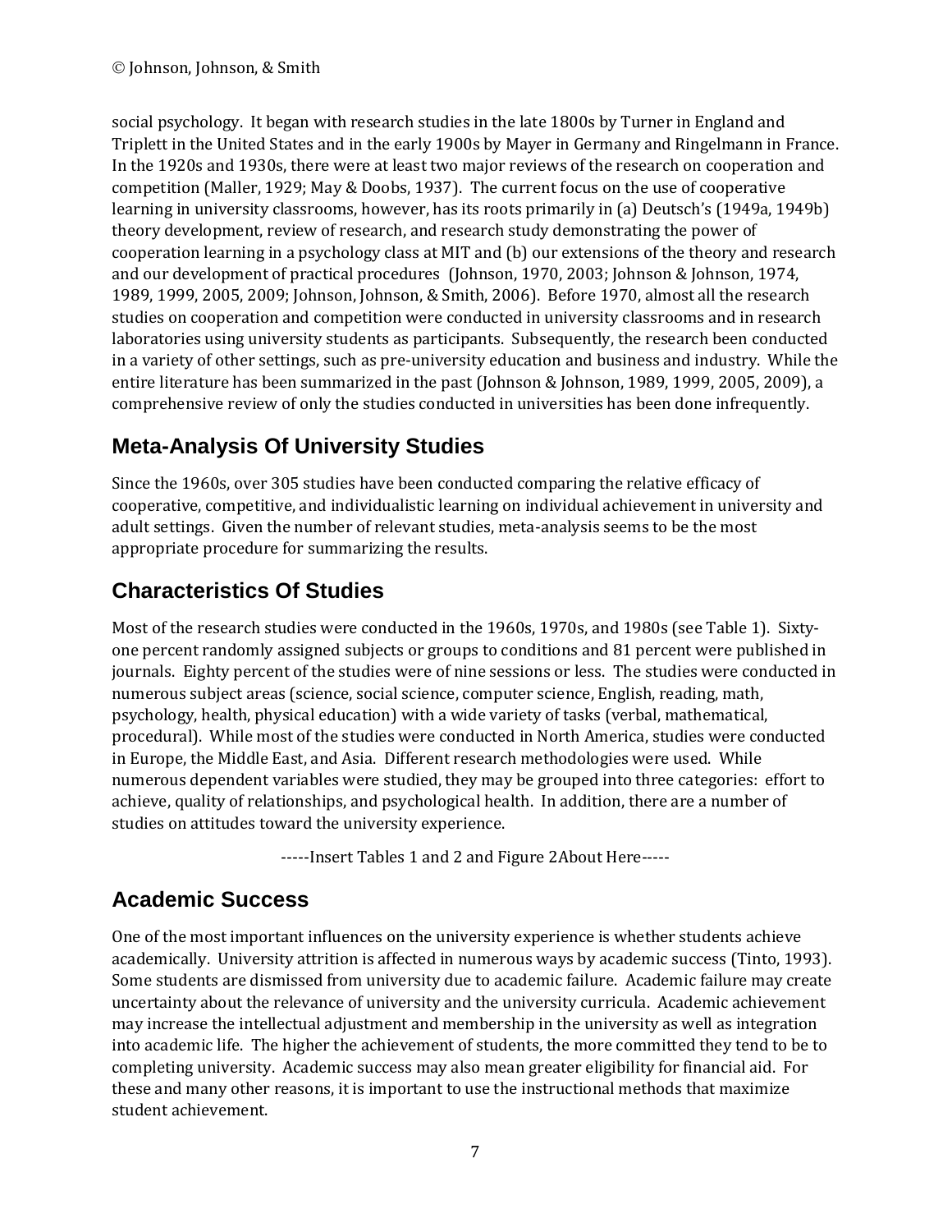social psychology. It began with research studies in the late 1800s by Turner in England and Triplett in the United States and in the early 1900s by Mayer in Germany and Ringelmann in France. In the 1920s and 1930s, there were at least two major reviews of the research on cooperation and competition (Maller, 1929; May & Doobs, 1937). The current focus on the use of cooperative learning in university classrooms, however, has its roots primarily in (a) Deutsch's (1949a, 1949b) theory development, review of research, and research study demonstrating the power of cooperation learning in a psychology class at MIT and (b) our extensions of the theory and research and our development of practical procedures (Johnson, 1970, 2003; Johnson & Johnson, 1974, 1989, 1999, 2005, 2009; Johnson, Johnson, & Smith, 2006). Before 1970, almost all the research studies on cooperation and competition were conducted in university classrooms and in research laboratories using university students as participants. Subsequently, the research been conducted in a variety of other settings, such as pre-university education and business and industry. While the entire literature has been summarized in the past (Johnson & Johnson, 1989, 1999, 2005, 2009), a comprehensive review of only the studies conducted in universities has been done infrequently.

## Meta-Analysis Of University Studies

Since the 1960s, over 305 studies have been conducted comparing the relative efficacy of cooperative, competitive, and individualistic learning on individual achievement in university and adult settings. Given the number of relevant studies, meta-analysis seems to be the most appropriate procedure for summarizing the results.

## Characteristics Of Studies

Most of the research studies were conducted in the 1960s, 1970s, and 1980s (see Table 1). Sixty-one percent randomly assigned subjects or groups to conditions and 81 percent were published in journals. Eighty percent of the studies were of nine sessions or less. The studies were conducted in numerous subject areas (science, social science, computer science, English, reading, math, psychology, health, physical education) with a wide variety of tasks (verbal, mathematical, procedural). While most of the studies were conducted in North America, studies were conducted in Europe, the Middle East, and Asia. Different research methodologies were used. While numerous dependent variables were studied, they may be grouped into three categories: effort to achieve, quality of relationships, and psychological health. In addition, there are a number of studies on attitudes toward the university experience.

-----Insert Tables 1 and 2 and Figure 2About Here-----

## Academic Success

One of the most important influences on the university experience is whether students achieve academically. University attrition is affected in numerous ways by academic success (Tinto, 1993). Some students are dismissed from university due to academic failure. Academic failure may create uncertainty about the relevance of university and the university curricula. Academic achievement may increase the intellectual adjustment and membership in the university as well as integration into academic life. The higher the achievement of students, the more committed they tend to be to completing university. Academic success may also mean greater eligibility for financial aid. For these and many other reasons, it is important to use the instructional methods that maximize student achievement.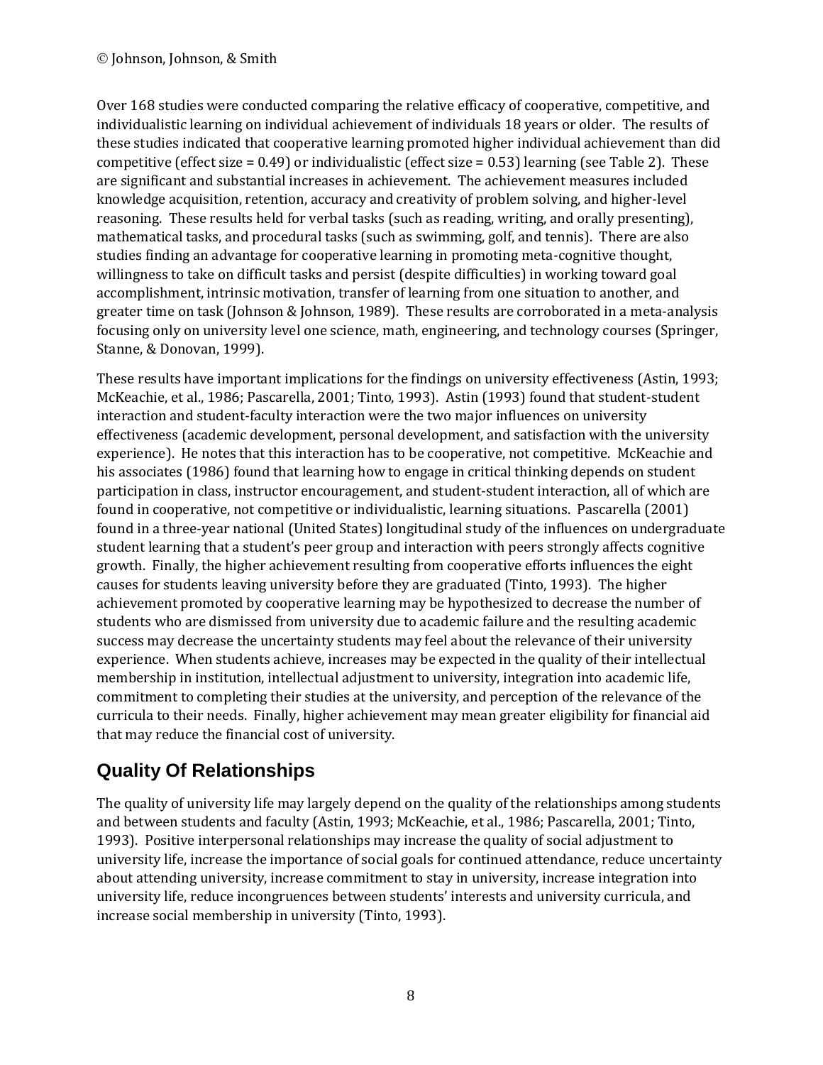Over 168 studies were conducted comparing the relative efficacy of cooperative, competitive, and individualistic learning on individual achievement of individuals 18 years or older. The results of these studies indicated that cooperative learning promoted higher individual achievement than did competitive (effect size = 0.49) or individualistic (effect size = 0.53) learning (see Table 2). These are significant and substantial increases in achievement. The achievement measures included knowledge acquisition, retention, accuracy and creativity of problem solving, and higher-level reasoning. These results held for verbal tasks (such as reading, writing, and orally presenting), mathematical tasks, and procedural tasks (such as swimming, golf, and tennis). There are also studies finding an advantage for cooperative learning in promoting meta-cognitive thought, willingness to take on difficult tasks and persist (despite difficulties) in working toward goal accomplishment, intrinsic motivation, transfer of learning from one situation to another, and greater time on task (Johnson & Johnson, 1989). These results are corroborated in a meta-analysis focusing only on university level one science, math, engineering, and technology courses (Springer, Stanne, & Donovan, 1999).

These results have important implications for the findings on university effectiveness (Astin, 1993; McKeachie, et al., 1986; Pascarella, 2001; Tinto, 1993). Astin (1993) found that student-student interaction and student-faculty interaction were the two major influences on university effectiveness (academic development, personal development, and satisfaction with the university experience). He notes that this interaction has to be cooperative, not competitive. McKeachie and his associates (1986) found that learning how to engage in critical thinking depends on student participation in class, instructor encouragement, and student-student interaction, all of which are found in cooperative, not competitive or individualistic, learning situations. Pascarella (2001) found in a three-year national (United States) longitudinal study of the influences on undergraduate student learning that a student's peer group and interaction with peers strongly affects cognitive growth. Finally, the higher achievement resulting from cooperative efforts influences the eight causes for students leaving university before they are graduated (Tinto, 1993). The higher achievement promoted by cooperative learning may be hypothesized to decrease the number of students who are dismissed from university due to academic failure and the resulting academic success may decrease the uncertainty students may feel about the relevance of their university experience. When students achieve, increases may be expected in the quality of their intellectual membership in institution, intellectual adjustment to university, integration into academic life, commitment to completing their studies at the university, and perception of the relevance of the curricula to their needs. Finally, higher achievement may mean greater eligibility for financial aid that may reduce the financial cost of university.

## Quality Of Relationships

The quality of university life may largely depend on the quality of the relationships among students and between students and faculty (Astin, 1993; McKeachie, et al., 1986; Pascarella, 2001; Tinto, 1993). Positive interpersonal relationships may increase the quality of social adjustment to university life, increase the importance of social goals for continued attendance, reduce uncertainty about attending university, increase commitment to stay in university, increase integration into university life, reduce incongruences between students' interests and university curricula, and increase social membership in university (Tinto, 1993).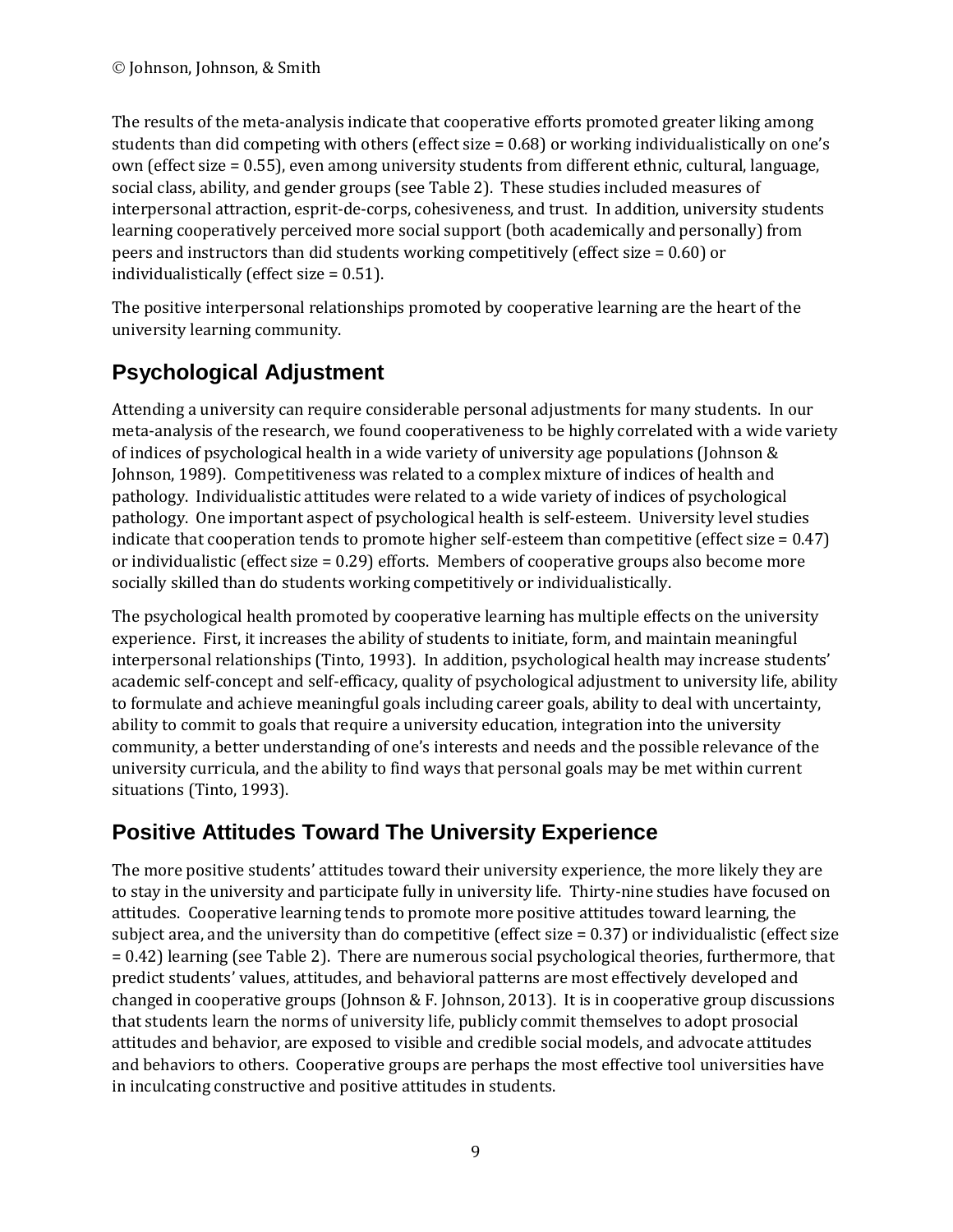The results of the meta-analysis indicate that cooperative efforts promoted greater liking among students than did competing with others (effect size = 0.68) or working individualistically on one's own (effect size = 0.55), even among university students from different ethnic, cultural, language, social class, ability, and gender groups (see Table 2). These studies included measures of interpersonal attraction, esprit-de-corps, cohesiveness, and trust. In addition, university students learning cooperatively perceived more social support (both academically and personally) from peers and instructors than did students working competitively (effect size = 0.60) or individualistically (effect size = 0.51).

The positive interpersonal relationships promoted by cooperative learning are the heart of the university learning community.

## Psychological Adjustment

Attending a university can require considerable personal adjustments for many students. In our meta-analysis of the research, we found cooperativeness to be highly correlated with a wide variety of indices of psychological health in a wide variety of university age populations (Johnson & Johnson, 1989). Competitiveness was related to a complex mixture of indices of health and pathology. Individualistic attitudes were related to a wide variety of indices of psychological pathology. One important aspect of psychological health is self-esteem. University level studies indicate that cooperation tends to promote higher self-esteem than competitive (effect size = 0.47) or individualistic (effect size = 0.29) efforts. Members of cooperative groups also become more socially skilled than do students working competitively or individualistically.

The psychological health promoted by cooperative learning has multiple effects on the university experience. First, it increases the ability of students to initiate, form, and maintain meaningful interpersonal relationships (Tinto, 1993). In addition, psychological health may increase students' academic self-concept and self-efficacy, quality of psychological adjustment to university life, ability to formulate and achieve meaningful goals including career goals, ability to deal with uncertainty, ability to commit to goals that require a university education, integration into the university community, a better understanding of one's interests and needs and the possible relevance of the university curricula, and the ability to find ways that personal goals may be met within current situations (Tinto, 1993).

## Positive Attitudes Toward The University Experience

The more positive students' attitudes toward their university experience, the more likely they are to stay in the university and participate fully in university life. Thirty-nine studies have focused on attitudes. Cooperative learning tends to promote more positive attitudes toward learning, the subject area, and the university than do competitive (effect size = 0.37) or individualistic (effect size = 0.42) learning (see Table 2). There are numerous social psychological theories, furthermore, that predict students' values, attitudes, and behavioral patterns are most effectively developed and changed in cooperative groups (Johnson & F. Johnson, 2013). It is in cooperative group discussions that students learn the norms of university life, publicly commit themselves to adopt prosocial attitudes and behavior, are exposed to visible and credible social models, and advocate attitudes and behaviors to others. Cooperative groups are perhaps the most effective tool universities have in inculcating constructive and positive attitudes in students.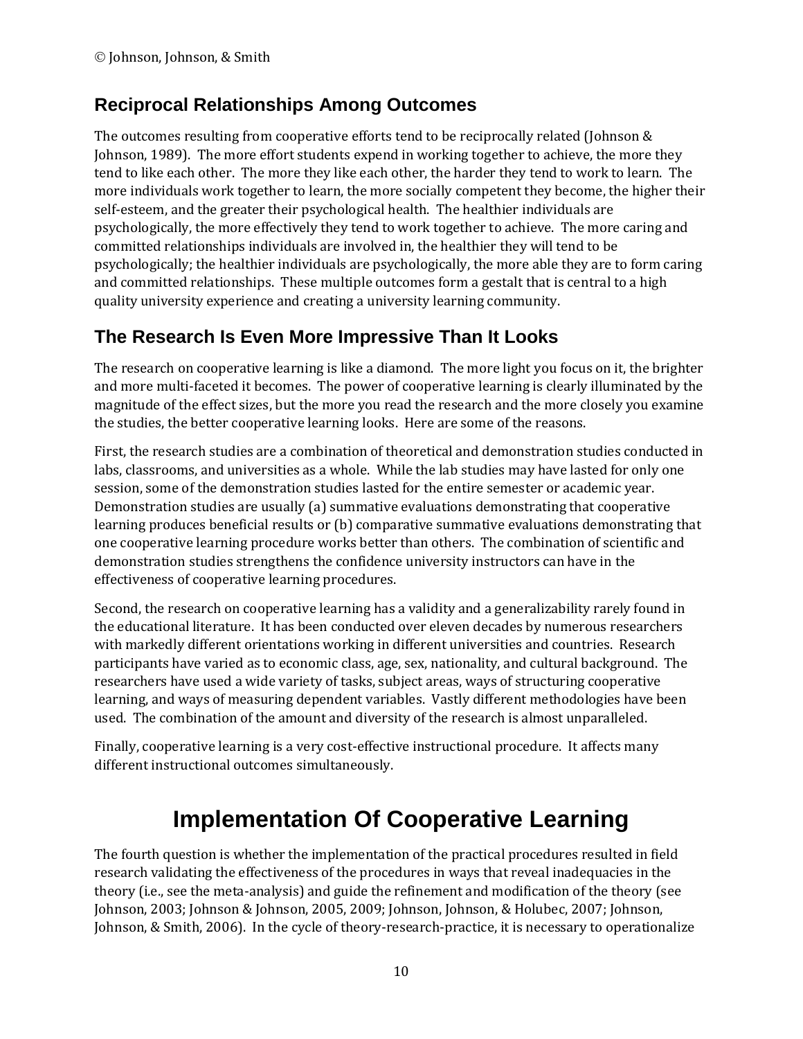## Reciprocal Relationships Among Outcomes

The outcomes resulting from cooperative efforts tend to be reciprocally related (Johnson & Johnson, 1989). The more effort students expend in working together to achieve, the more they tend to like each other. The more they like each other, the harder they tend to work to learn. The more individuals work together to learn, the more socially competent they become, the higher their self-esteem, and the greater their psychological health. The healthier individuals are psychologically, the more effectively they tend to work together to achieve. The more caring and committed relationships individuals are involved in, the healthier they will tend to be psychologically; the healthier individuals are psychologically, the more able they are to form caring and committed relationships. These multiple outcomes form a gestalt that is central to a high quality university experience and creating a university learning community.

## The Research Is Even More Impressive Than It Looks

The research on cooperative learning is like a diamond. The more light you focus on it, the brighter and more multi-faceted it becomes. The power of cooperative learning is clearly illuminated by the magnitude of the effect sizes, but the more you read the research and the more closely you examine the studies, the better cooperative learning looks. Here are some of the reasons.

First, the research studies are a combination of theoretical and demonstration studies conducted in labs, classrooms, and universities as a whole. While the lab studies may have lasted for only one session, some of the demonstration studies lasted for the entire semester or academic year. Demonstration studies are usually (a) summative evaluations demonstrating that cooperative learning produces beneficial results or (b) comparative summative evaluations demonstrating that one cooperative learning procedure works better than others. The combination of scientific and demonstration studies strengthens the confidence university instructors can have in the effectiveness of cooperative learning procedures.

Second, the research on cooperative learning has a validity and a generalizability rarely found in the educational literature. It has been conducted over eleven decades by numerous researchers with markedly different orientations working in different universities and countries. Research participants have varied as to economic class, age, sex, nationality, and cultural background. The researchers have used a wide variety of tasks, subject areas, ways of structuring cooperative learning, and ways of measuring dependent variables. Vastly different methodologies have been used. The combination of the amount and diversity of the research is almost unparalleled.

Finally, cooperative learning is a very cost-effective instructional procedure. It affects many different instructional outcomes simultaneously.

# Implementation Of Cooperative Learning

The fourth question is whether the implementation of the practical procedures resulted in field research validating the effectiveness of the procedures in ways that reveal inadequacies in the theory (i.e., see the meta-analysis) and guide the refinement and modification of the theory (see Johnson, 2003; Johnson & Johnson, 2005, 2009; Johnson, Johnson, & Holubec, 2007; Johnson, Johnson, & Smith, 2006). In the cycle of theory-research-practice, it is necessary to operationalize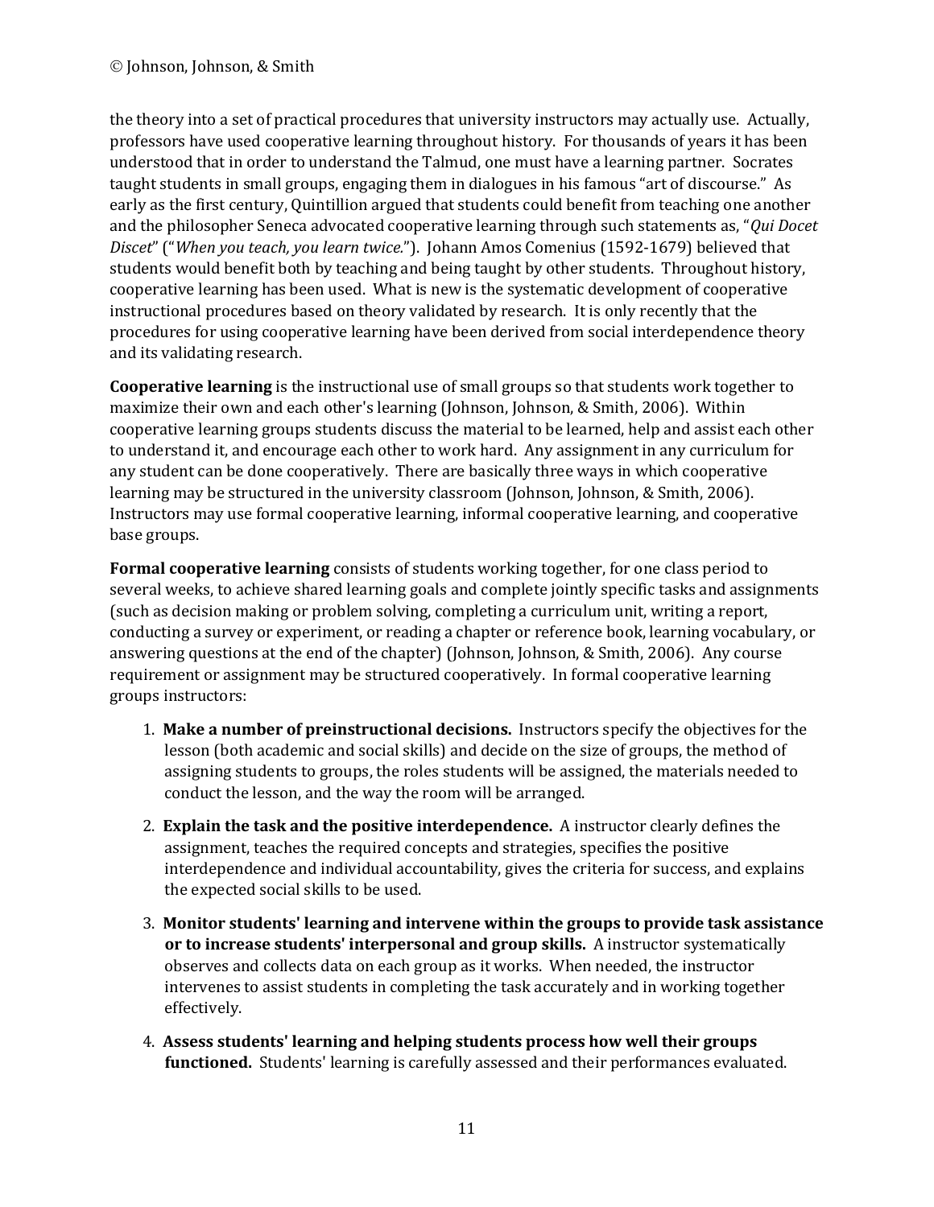the theory into a set of practical procedures that university instructors may actually use. Actually, professors have used cooperative learning throughout history. For thousands of years it has been understood that in order to understand the Talmud, one must have a learning partner. Socrates taught students in small groups, engaging them in dialogues in his famous "art of discourse." As early as the first century, Quintillion argued that students could benefit from teaching one another and the philosopher Seneca advocated cooperative learning through such statements as, "*Qui Docet Discet*" ("*When you teach, you learn twice.*"). Johann Amos Comenius (1592-1679) believed that students would benefit both by teaching and being taught by other students. Throughout history, cooperative learning has been used. What is new is the systematic development of cooperative instructional procedures based on theory validated by research. It is only recently that the procedures for using cooperative learning have been derived from social interdependence theory and its validating research.

**Cooperative learning** is the instructional use of small groups so that students work together to maximize their own and each other's learning (Johnson, Johnson, & Smith, 2006). Within cooperative learning groups students discuss the material to be learned, help and assist each other to understand it, and encourage each other to work hard. Any assignment in any curriculum for any student can be done cooperatively. There are basically three ways in which cooperative learning may be structured in the university classroom (Johnson, Johnson, & Smith, 2006). Instructors may use formal cooperative learning, informal cooperative learning, and cooperative base groups.

**Formal cooperative learning** consists of students working together, for one class period to several weeks, to achieve shared learning goals and complete jointly specific tasks and assignments (such as decision making or problem solving, completing a curriculum unit, writing a report, conducting a survey or experiment, or reading a chapter or reference book, learning vocabulary, or answering questions at the end of the chapter) (Johnson, Johnson, & Smith, 2006). Any course requirement or assignment may be structured cooperatively. In formal cooperative learning groups instructors:

1. **Make a number of preinstructional decisions.** Instructors specify the objectives for the lesson (both academic and social skills) and decide on the size of groups, the method of assigning students to groups, the roles students will be assigned, the materials needed to conduct the lesson, and the way the room will be arranged.

2. **Explain the task and the positive interdependence.** A instructor clearly defines the assignment, teaches the required concepts and strategies, specifies the positive interdependence and individual accountability, gives the criteria for success, and explains the expected social skills to be used.

3. **Monitor students' learning and intervene within the groups to provide task assistance or to increase students' interpersonal and group skills.** A instructor systematically observes and collects data on each group as it works. When needed, the instructor intervenes to assist students in completing the task accurately and in working together effectively.

4. **Assess students' learning and helping students process how well their groups functioned.** Students' learning is carefully assessed and their performances evaluated.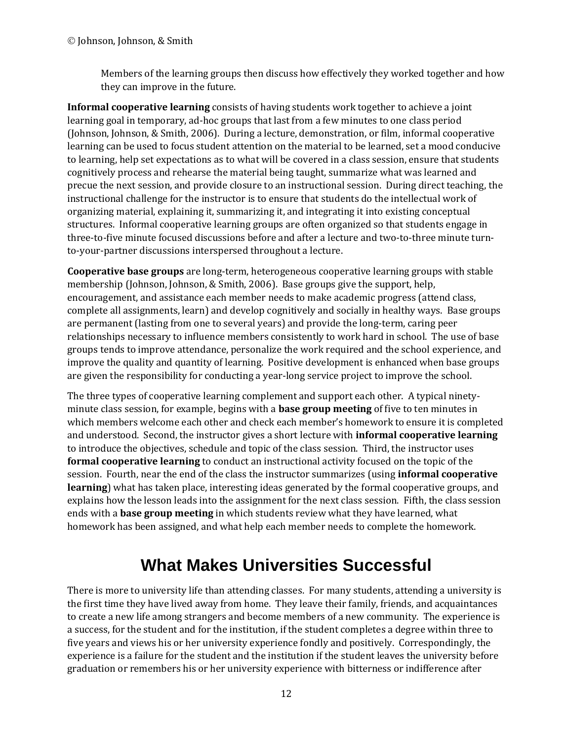Members of the learning groups then discuss how effectively they worked together and how they can improve in the future.

**Informal cooperative learning** consists of having students work together to achieve a joint learning goal in temporary, ad-hoc groups that last from a few minutes to one class period (Johnson, Johnson, & Smith, 2006). During a lecture, demonstration, or film, informal cooperative learning can be used to focus student attention on the material to be learned, set a mood conducive to learning, help set expectations as to what will be covered in a class session, ensure that students cognitively process and rehearse the material being taught, summarize what was learned and precue the next session, and provide closure to an instructional session. During direct teaching, the instructional challenge for the instructor is to ensure that students do the intellectual work of organizing material, explaining it, summarizing it, and integrating it into existing conceptual structures. Informal cooperative learning groups are often organized so that students engage in three-to-five minute focused discussions before and after a lecture and two-to-three minute turn-to-your-partner discussions interspersed throughout a lecture.

**Cooperative base groups** are long-term, heterogeneous cooperative learning groups with stable membership (Johnson, Johnson, & Smith, 2006). Base groups give the support, help, encouragement, and assistance each member needs to make academic progress (attend class, complete all assignments, learn) and develop cognitively and socially in healthy ways. Base groups are permanent (lasting from one to several years) and provide the long-term, caring peer relationships necessary to influence members consistently to work hard in school. The use of base groups tends to improve attendance, personalize the work required and the school experience, and improve the quality and quantity of learning. Positive development is enhanced when base groups are given the responsibility for conducting a year-long service project to improve the school.

The three types of cooperative learning complement and support each other. A typical ninety-minute class session, for example, begins with a **base group meeting** of five to ten minutes in which members welcome each other and check each member's homework to ensure it is completed and understood. Second, the instructor gives a short lecture with **informal cooperative learning** to introduce the objectives, schedule and topic of the class session. Third, the instructor uses **formal cooperative learning** to conduct an instructional activity focused on the topic of the session. Fourth, near the end of the class the instructor summarizes (using **informal cooperative learning**) what has taken place, interesting ideas generated by the formal cooperative groups, and explains how the lesson leads into the assignment for the next class session. Fifth, the class session ends with a **base group meeting** in which students review what they have learned, what homework has been assigned, and what help each member needs to complete the homework.

# What Makes Universities Successful

There is more to university life than attending classes. For many students, attending a university is the first time they have lived away from home. They leave their family, friends, and acquaintances to create a new life among strangers and become members of a new community. The experience is a success, for the student and for the institution, if the student completes a degree within three to five years and views his or her university experience fondly and positively. Correspondingly, the experience is a failure for the student and the institution if the student leaves the university before graduation or remembers his or her university experience with bitterness or indifference after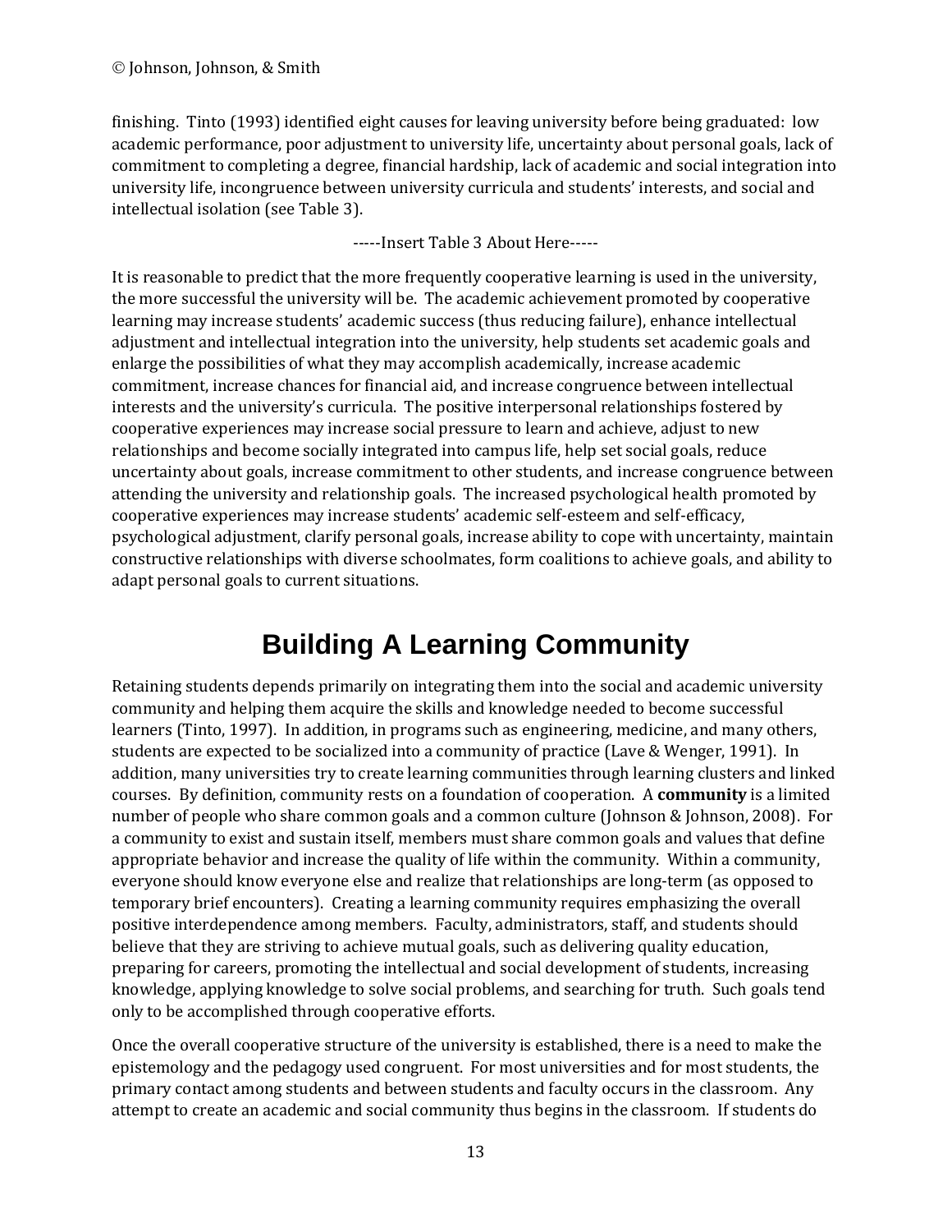finishing. Tinto (1993) identified eight causes for leaving university before being graduated: low academic performance, poor adjustment to university life, uncertainty about personal goals, lack of commitment to completing a degree, financial hardship, lack of academic and social integration into university life, incongruence between university curricula and students' interests, and social and intellectual isolation (see Table 3).

-----Insert Table 3 About Here-----

It is reasonable to predict that the more frequently cooperative learning is used in the university, the more successful the university will be. The academic achievement promoted by cooperative learning may increase students' academic success (thus reducing failure), enhance intellectual adjustment and intellectual integration into the university, help students set academic goals and enlarge the possibilities of what they may accomplish academically, increase academic commitment, increase chances for financial aid, and increase congruence between intellectual interests and the university's curricula. The positive interpersonal relationships fostered by cooperative experiences may increase social pressure to learn and achieve, adjust to new relationships and become socially integrated into campus life, help set social goals, reduce uncertainty about goals, increase commitment to other students, and increase congruence between attending the university and relationship goals. The increased psychological health promoted by cooperative experiences may increase students' academic self-esteem and self-efficacy, psychological adjustment, clarify personal goals, increase ability to cope with uncertainty, maintain constructive relationships with diverse schoolmates, form coalitions to achieve goals, and ability to adapt personal goals to current situations.

# Building A Learning Community

Retaining students depends primarily on integrating them into the social and academic university community and helping them acquire the skills and knowledge needed to become successful learners (Tinto, 1997). In addition, in programs such as engineering, medicine, and many others, students are expected to be socialized into a community of practice (Lave & Wenger, 1991). In addition, many universities try to create learning communities through learning clusters and linked courses. By definition, community rests on a foundation of cooperation. A **community** is a limited number of people who share common goals and a common culture (Johnson & Johnson, 2008). For a community to exist and sustain itself, members must share common goals and values that define appropriate behavior and increase the quality of life within the community. Within a community, everyone should know everyone else and realize that relationships are long-term (as opposed to temporary brief encounters). Creating a learning community requires emphasizing the overall positive interdependence among members. Faculty, administrators, staff, and students should believe that they are striving to achieve mutual goals, such as delivering quality education, preparing for careers, promoting the intellectual and social development of students, increasing knowledge, applying knowledge to solve social problems, and searching for truth. Such goals tend only to be accomplished through cooperative efforts.

Once the overall cooperative structure of the university is established, there is a need to make the epistemology and the pedagogy used congruent. For most universities and for most students, the primary contact among students and between students and faculty occurs in the classroom. Any attempt to create an academic and social community thus begins in the classroom. If students do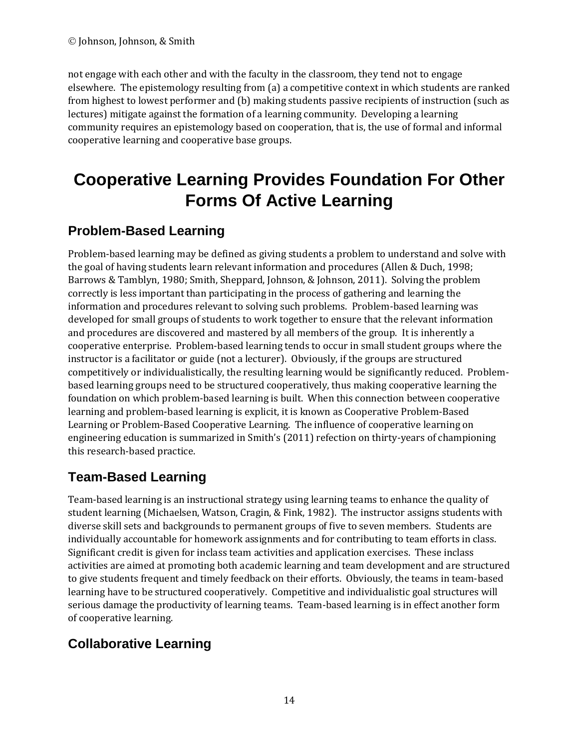not engage with each other and with the faculty in the classroom, they tend not to engage elsewhere. The epistemology resulting from (a) a competitive context in which students are ranked from highest to lowest performer and (b) making students passive recipients of instruction (such as lectures) mitigate against the formation of a learning community. Developing a learning community requires an epistemology based on cooperation, that is, the use of formal and informal cooperative learning and cooperative base groups.

# Cooperative Learning Provides Foundation For Other Forms Of Active Learning

## Problem-Based Learning

Problem-based learning may be defined as giving students a problem to understand and solve with the goal of having students learn relevant information and procedures (Allen & Duch, 1998; Barrows & Tamblyn, 1980; Smith, Sheppard, Johnson, & Johnson, 2011). Solving the problem correctly is less important than participating in the process of gathering and learning the information and procedures relevant to solving such problems. Problem-based learning was developed for small groups of students to work together to ensure that the relevant information and procedures are discovered and mastered by all members of the group. It is inherently a cooperative enterprise. Problem-based learning tends to occur in small student groups where the instructor is a facilitator or guide (not a lecturer). Obviously, if the groups are structured competitively or individualistically, the resulting learning would be significantly reduced. Problem-based learning groups need to be structured cooperatively, thus making cooperative learning the foundation on which problem-based learning is built. When this connection between cooperative learning and problem-based learning is explicit, it is known as Cooperative Problem-Based Learning or Problem-Based Cooperative Learning. The influence of cooperative learning on engineering education is summarized in Smith's (2011) refection on thirty-years of championing this research-based practice.

## Team-Based Learning

Team-based learning is an instructional strategy using learning teams to enhance the quality of student learning (Michaelsen, Watson, Cragin, & Fink, 1982). The instructor assigns students with diverse skill sets and backgrounds to permanent groups of five to seven members. Students are individually accountable for homework assignments and for contributing to team efforts in class. Significant credit is given for inclass team activities and application exercises. These inclass activities are aimed at promoting both academic learning and team development and are structured to give students frequent and timely feedback on their efforts. Obviously, the teams in team-based learning have to be structured cooperatively. Competitive and individualistic goal structures will serious damage the productivity of learning teams. Team-based learning is in effect another form of cooperative learning.

## Collaborative Learning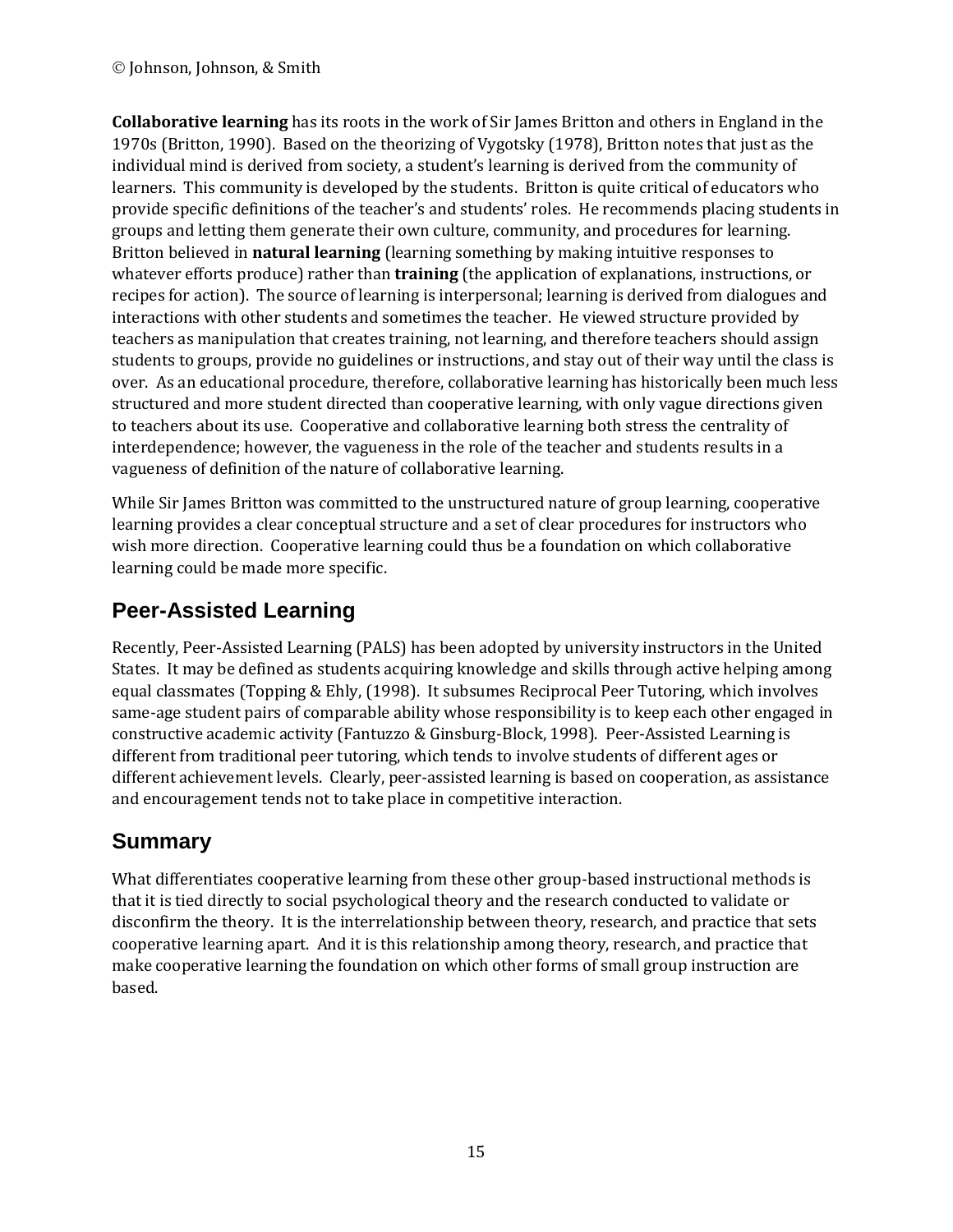**Collaborative learning** has its roots in the work of Sir James Britton and others in England in the 1970s (Britton, 1990). Based on the theorizing of Vygotsky (1978), Britton notes that just as the individual mind is derived from society, a student's learning is derived from the community of learners. This community is developed by the students. Britton is quite critical of educators who provide specific definitions of the teacher's and students' roles. He recommends placing students in groups and letting them generate their own culture, community, and procedures for learning. Britton believed in **natural learning** (learning something by making intuitive responses to whatever efforts produce) rather than **training** (the application of explanations, instructions, or recipes for action). The source of learning is interpersonal; learning is derived from dialogues and interactions with other students and sometimes the teacher. He viewed structure provided by teachers as manipulation that creates training, not learning, and therefore teachers should assign students to groups, provide no guidelines or instructions, and stay out of their way until the class is over. As an educational procedure, therefore, collaborative learning has historically been much less structured and more student directed than cooperative learning, with only vague directions given to teachers about its use. Cooperative and collaborative learning both stress the centrality of interdependence; however, the vagueness in the role of the teacher and students results in a vagueness of definition of the nature of collaborative learning.

While Sir James Britton was committed to the unstructured nature of group learning, cooperative learning provides a clear conceptual structure and a set of clear procedures for instructors who wish more direction. Cooperative learning could thus be a foundation on which collaborative learning could be made more specific.

## Peer-Assisted Learning

Recently, Peer-Assisted Learning (PALS) has been adopted by university instructors in the United States. It may be defined as students acquiring knowledge and skills through active helping among equal classmates (Topping & Ehly, (1998). It subsumes Reciprocal Peer Tutoring, which involves same-age student pairs of comparable ability whose responsibility is to keep each other engaged in constructive academic activity (Fantuzzo & Ginsburg-Block, 1998). Peer-Assisted Learning is different from traditional peer tutoring, which tends to involve students of different ages or different achievement levels. Clearly, peer-assisted learning is based on cooperation, as assistance and encouragement tends not to take place in competitive interaction.

## Summary

What differentiates cooperative learning from these other group-based instructional methods is that it is tied directly to social psychological theory and the research conducted to validate or disconfirm the theory. It is the interrelationship between theory, research, and practice that sets cooperative learning apart. And it is this relationship among theory, research, and practice that make cooperative learning the foundation on which other forms of small group instruction are based.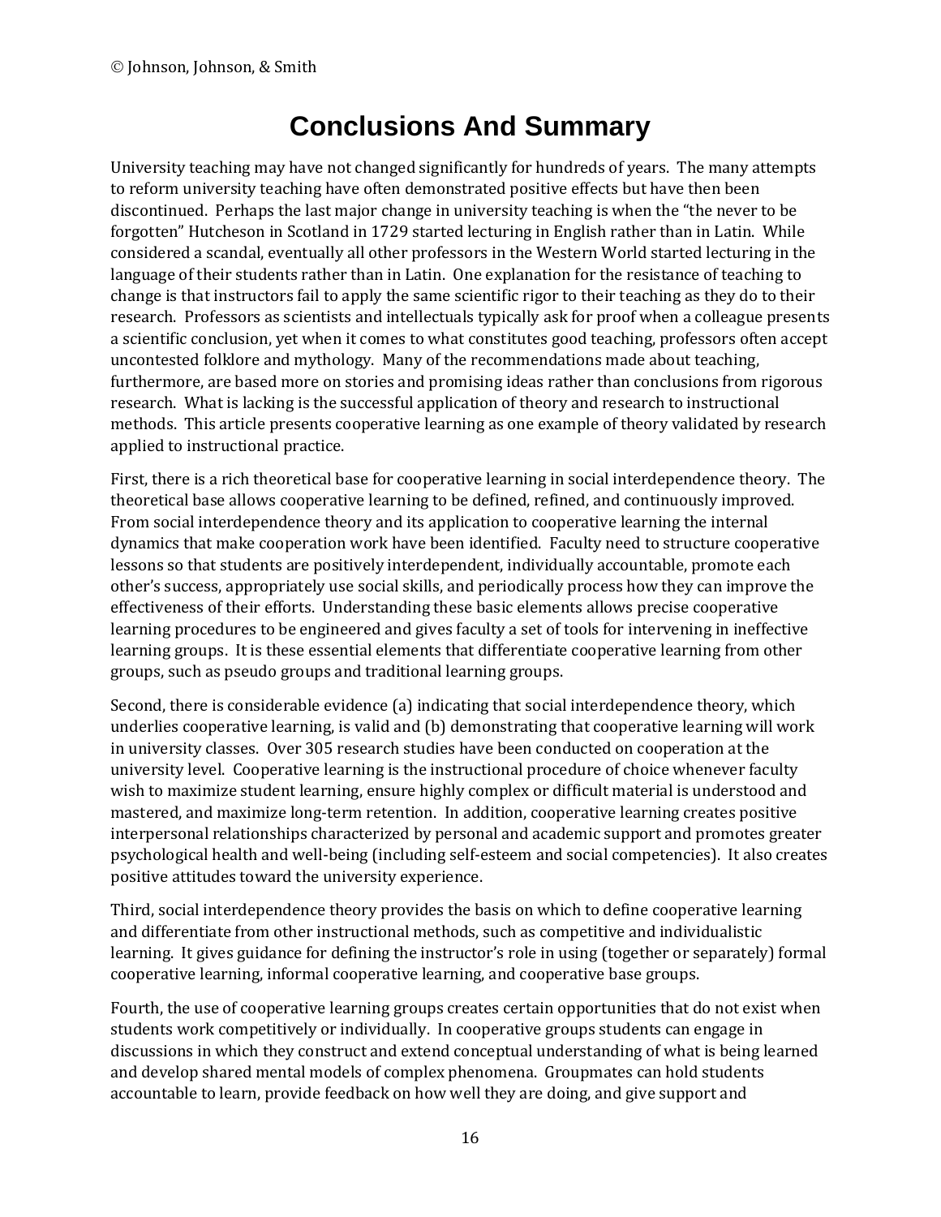# Conclusions And Summary

University teaching may have not changed significantly for hundreds of years. The many attempts to reform university teaching have often demonstrated positive effects but have then been discontinued. Perhaps the last major change in university teaching is when the "the never to be forgotten" Hutcheson in Scotland in 1729 started lecturing in English rather than in Latin. While considered a scandal, eventually all other professors in the Western World started lecturing in the language of their students rather than in Latin. One explanation for the resistance of teaching to change is that instructors fail to apply the same scientific rigor to their teaching as they do to their research. Professors as scientists and intellectuals typically ask for proof when a colleague presents a scientific conclusion, yet when it comes to what constitutes good teaching, professors often accept uncontested folklore and mythology. Many of the recommendations made about teaching, furthermore, are based more on stories and promising ideas rather than conclusions from rigorous research. What is lacking is the successful application of theory and research to instructional methods. This article presents cooperative learning as one example of theory validated by research applied to instructional practice.

First, there is a rich theoretical base for cooperative learning in social interdependence theory. The theoretical base allows cooperative learning to be defined, refined, and continuously improved. From social interdependence theory and its application to cooperative learning the internal dynamics that make cooperation work have been identified. Faculty need to structure cooperative lessons so that students are positively interdependent, individually accountable, promote each other's success, appropriately use social skills, and periodically process how they can improve the effectiveness of their efforts. Understanding these basic elements allows precise cooperative learning procedures to be engineered and gives faculty a set of tools for intervening in ineffective learning groups. It is these essential elements that differentiate cooperative learning from other groups, such as pseudo groups and traditional learning groups.

Second, there is considerable evidence (a) indicating that social interdependence theory, which underlies cooperative learning, is valid and (b) demonstrating that cooperative learning will work in university classes. Over 305 research studies have been conducted on cooperation at the university level. Cooperative learning is the instructional procedure of choice whenever faculty wish to maximize student learning, ensure highly complex or difficult material is understood and mastered, and maximize long-term retention. In addition, cooperative learning creates positive interpersonal relationships characterized by personal and academic support and promotes greater psychological health and well-being (including self-esteem and social competencies). It also creates positive attitudes toward the university experience.

Third, social interdependence theory provides the basis on which to define cooperative learning and differentiate from other instructional methods, such as competitive and individualistic learning. It gives guidance for defining the instructor's role in using (together or separately) formal cooperative learning, informal cooperative learning, and cooperative base groups.

Fourth, the use of cooperative learning groups creates certain opportunities that do not exist when students work competitively or individually. In cooperative groups students can engage in discussions in which they construct and extend conceptual understanding of what is being learned and develop shared mental models of complex phenomena. Groupmates can hold students accountable to learn, provide feedback on how well they are doing, and give support and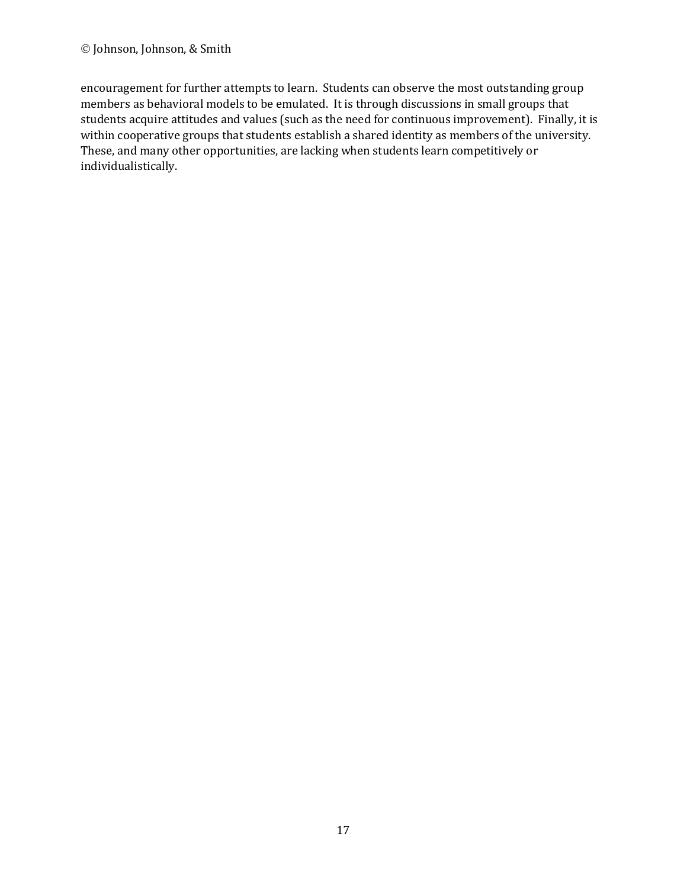encouragement for further attempts to learn. Students can observe the most outstanding group members as behavioral models to be emulated. It is through discussions in small groups that students acquire attitudes and values (such as the need for continuous improvement). Finally, it is within cooperative groups that students establish a shared identity as members of the university. These, and many other opportunities, are lacking when students learn competitively or individualistically.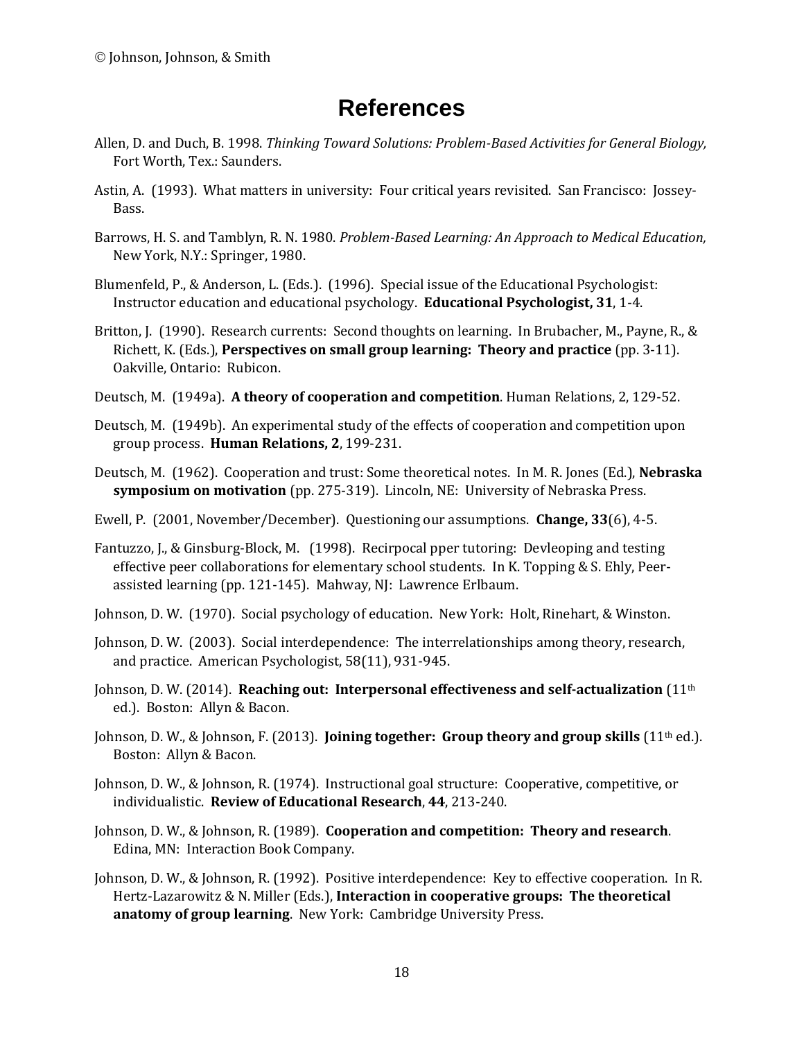# References

Allen, D. and Duch, B. 1998. *Thinking Toward Solutions: Problem-Based Activities for General Biology,* Fort Worth, Tex.: Saunders.

Astin, A. (1993). What matters in university: Four critical years revisited. San Francisco: Jossey-Bass.

Barrows, H. S. and Tamblyn, R. N. 1980. *Problem-Based Learning: An Approach to Medical Education,* New York, N.Y.: Springer, 1980.

Blumenfeld, P., & Anderson, L. (Eds.). (1996). Special issue of the Educational Psychologist: Instructor education and educational psychology. **Educational Psychologist, 31**, 1-4.

Britton, J. (1990). Research currents: Second thoughts on learning. In Brubacher, M., Payne, R., & Richett, K. (Eds.), **Perspectives on small group learning: Theory and practice** (pp. 3-11). Oakville, Ontario: Rubicon.

Deutsch, M. (1949a). **A theory of cooperation and competition**. Human Relations, 2, 129-52.

Deutsch, M. (1949b). An experimental study of the effects of cooperation and competition upon group process. **Human Relations, 2**, 199-231.

Deutsch, M. (1962). Cooperation and trust: Some theoretical notes. In M. R. Jones (Ed.), **Nebraska symposium on motivation** (pp. 275-319). Lincoln, NE: University of Nebraska Press.

Ewell, P. (2001, November/December). Questioning our assumptions. **Change, 33**(6), 4-5.

Fantuzzo, J., & Ginsburg-Block, M. (1998). Recirpocal pper tutoring: Devleoping and testing effective peer collaborations for elementary school students. In K. Topping & S. Ehly, Peer-assisted learning (pp. 121-145). Mahway, NJ: Lawrence Erlbaum.

Johnson, D. W. (1970). Social psychology of education. New York: Holt, Rinehart, & Winston.

Johnson, D. W. (2003). Social interdependence: The interrelationships among theory, research, and practice. American Psychologist, 58(11), 931-945.

Johnson, D. W. (2014). **Reaching out: Interpersonal effectiveness and self-actualization** (11th ed.). Boston: Allyn & Bacon.

Johnson, D. W., & Johnson, F. (2013). **Joining together: Group theory and group skills** (11th ed.). Boston: Allyn & Bacon.

Johnson, D. W., & Johnson, R. (1974). Instructional goal structure: Cooperative, competitive, or individualistic. **Review of Educational Research**, **44**, 213-240.

Johnson, D. W., & Johnson, R. (1989). **Cooperation and competition: Theory and research**. Edina, MN: Interaction Book Company.

Johnson, D. W., & Johnson, R. (1992). Positive interdependence: Key to effective cooperation. In R. Hertz-Lazarowitz & N. Miller (Eds.), **Interaction in cooperative groups: The theoretical anatomy of group learning**. New York: Cambridge University Press.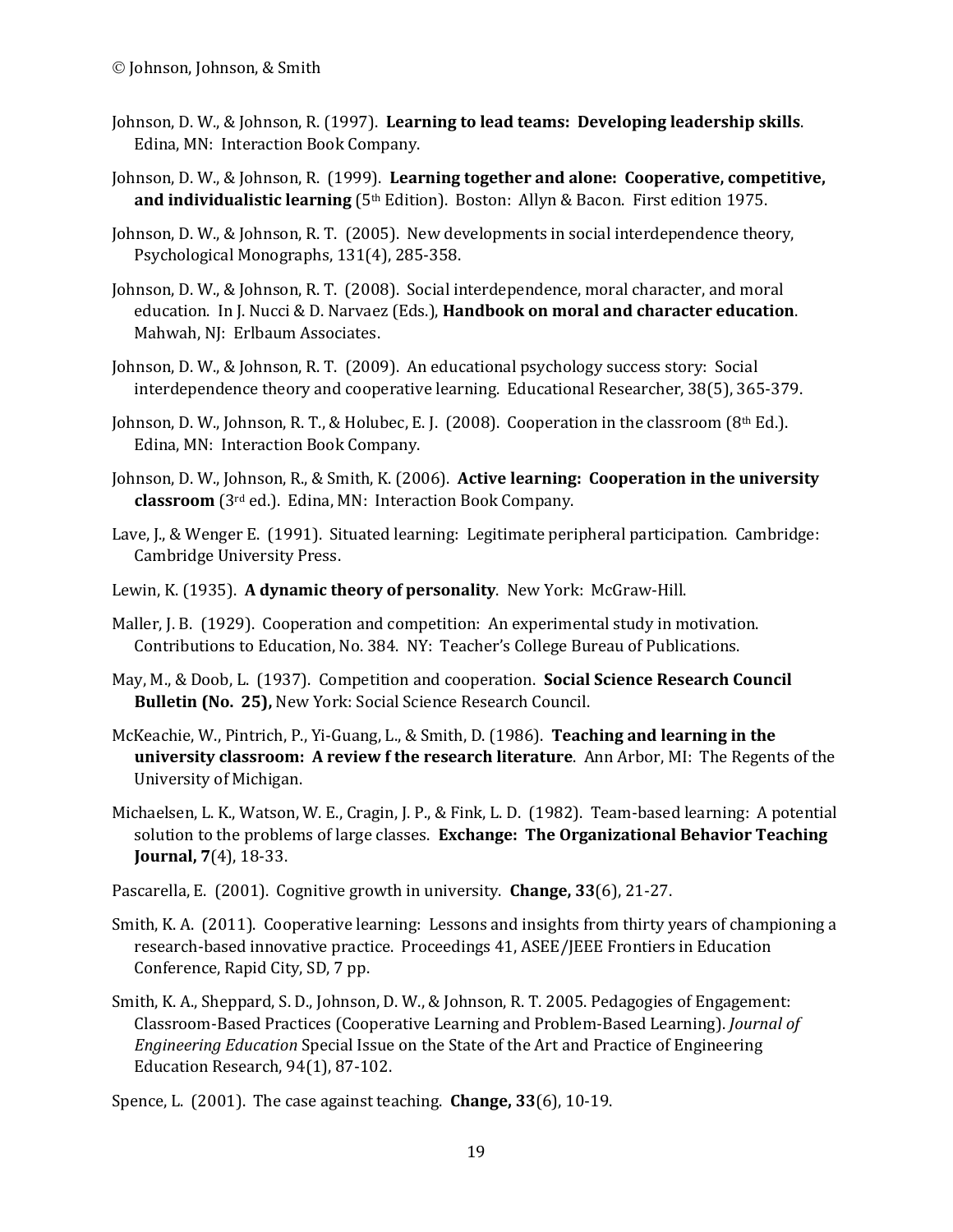Johnson, D. W., & Johnson, R. (1997). **Learning to lead teams: Developing leadership skills**. Edina, MN: Interaction Book Company.

Johnson, D. W., & Johnson, R. (1999). **Learning together and alone: Cooperative, competitive, and individualistic learning** (5th Edition). Boston: Allyn & Bacon. First edition 1975.

Johnson, D. W., & Johnson, R. T. (2005). New developments in social interdependence theory, Psychological Monographs, 131(4), 285-358.

Johnson, D. W., & Johnson, R. T. (2008). Social interdependence, moral character, and moral education. In J. Nucci & D. Narvaez (Eds.), **Handbook on moral and character education**. Mahwah, NJ: Erlbaum Associates.

Johnson, D. W., & Johnson, R. T. (2009). An educational psychology success story: Social interdependence theory and cooperative learning. Educational Researcher, 38(5), 365-379.

Johnson, D. W., Johnson, R. T., & Holubec, E. J. (2008). Cooperation in the classroom (8th Ed.). Edina, MN: Interaction Book Company.

Johnson, D. W., Johnson, R., & Smith, K. (2006). **Active learning: Cooperation in the university classroom** (3rd ed.). Edina, MN: Interaction Book Company.

Lave, J., & Wenger E. (1991). Situated learning: Legitimate peripheral participation. Cambridge: Cambridge University Press.

Lewin, K. (1935). **A dynamic theory of personality**. New York: McGraw-Hill.

Maller, J. B. (1929). Cooperation and competition: An experimental study in motivation. Contributions to Education, No. 384. NY: Teacher's College Bureau of Publications.

May, M., & Doob, L. (1937). Competition and cooperation. **Social Science Research Council Bulletin (No. 25),** New York: Social Science Research Council.

McKeachie, W., Pintrich, P., Yi-Guang, L., & Smith, D. (1986). **Teaching and learning in the university classroom: A review f the research literature**. Ann Arbor, MI: The Regents of the University of Michigan.

Michaelsen, L. K., Watson, W. E., Cragin, J. P., & Fink, L. D. (1982). Team-based learning: A potential solution to the problems of large classes. **Exchange: The Organizational Behavior Teaching Journal, 7**(4), 18-33.

Pascarella, E. (2001). Cognitive growth in university. **Change, 33**(6), 21-27.

Smith, K. A. (2011). Cooperative learning: Lessons and insights from thirty years of championing a research-based innovative practice. Proceedings 41, ASEE/JEEE Frontiers in Education Conference, Rapid City, SD, 7 pp.

Smith, K. A., Sheppard, S. D., Johnson, D. W., & Johnson, R. T. 2005. Pedagogies of Engagement: Classroom-Based Practices (Cooperative Learning and Problem-Based Learning). *Journal of Engineering Education* Special Issue on the State of the Art and Practice of Engineering Education Research, 94(1), 87-102.

Spence, L. (2001). The case against teaching. **Change, 33**(6), 10-19.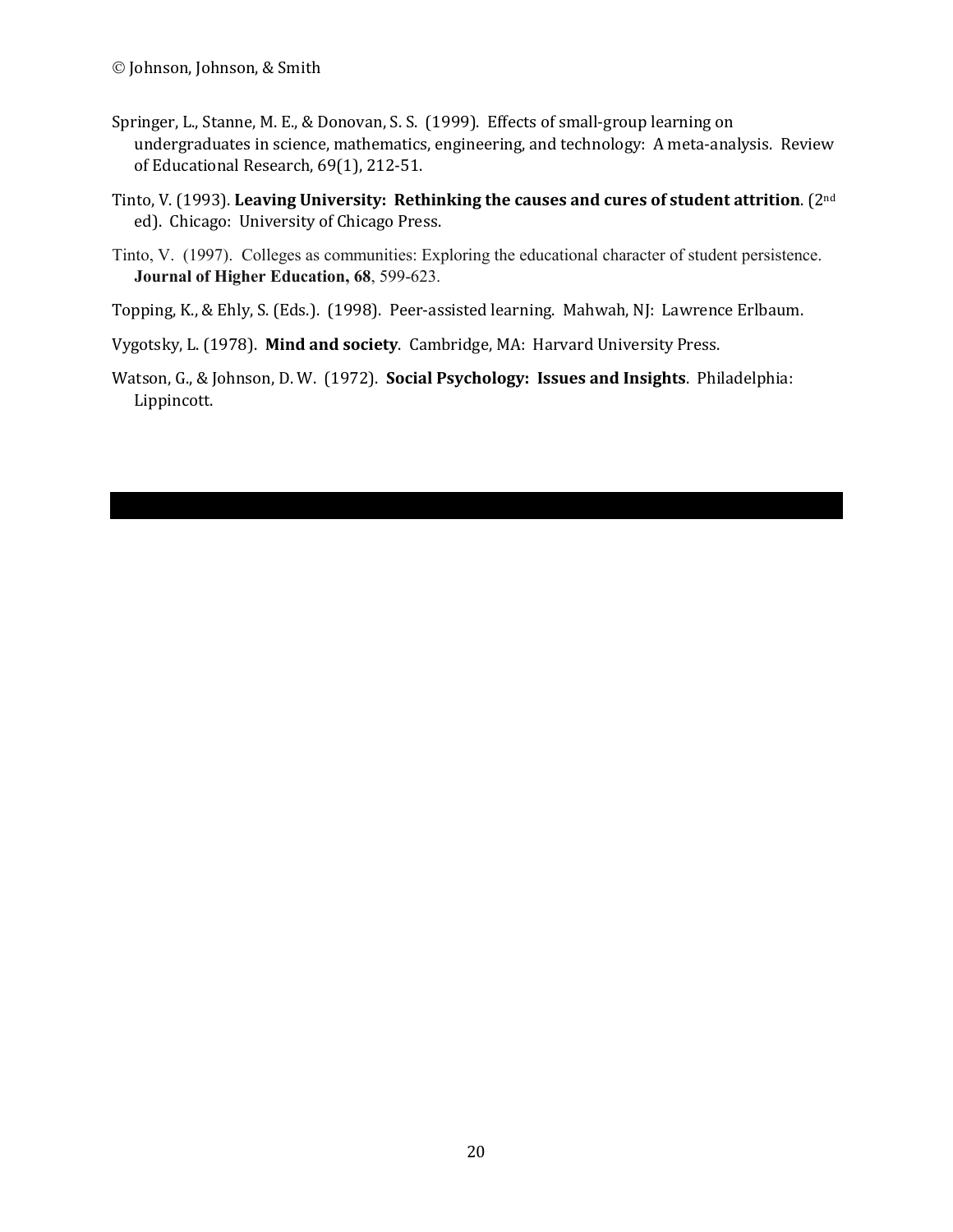Springer, L., Stanne, M. E., & Donovan, S. S. (1999). Effects of small-group learning on undergraduates in science, mathematics, engineering, and technology: A meta-analysis. Review of Educational Research, 69(1), 212-51.

Tinto, V. (1993). **Leaving University: Rethinking the causes and cures of student attrition**. (2nd ed). Chicago: University of Chicago Press.

Tinto, V. (1997). Colleges as communities: Exploring the educational character of student persistence. **Journal of Higher Education, 68**, 599-623.

Topping, K., & Ehly, S. (Eds.). (1998). Peer-assisted learning. Mahwah, NJ: Lawrence Erlbaum.

Vygotsky, L. (1978). **Mind and society**. Cambridge, MA: Harvard University Press.

Watson, G., & Johnson, D. W. (1972). **Social Psychology: Issues and Insights**. Philadelphia: Lippincott.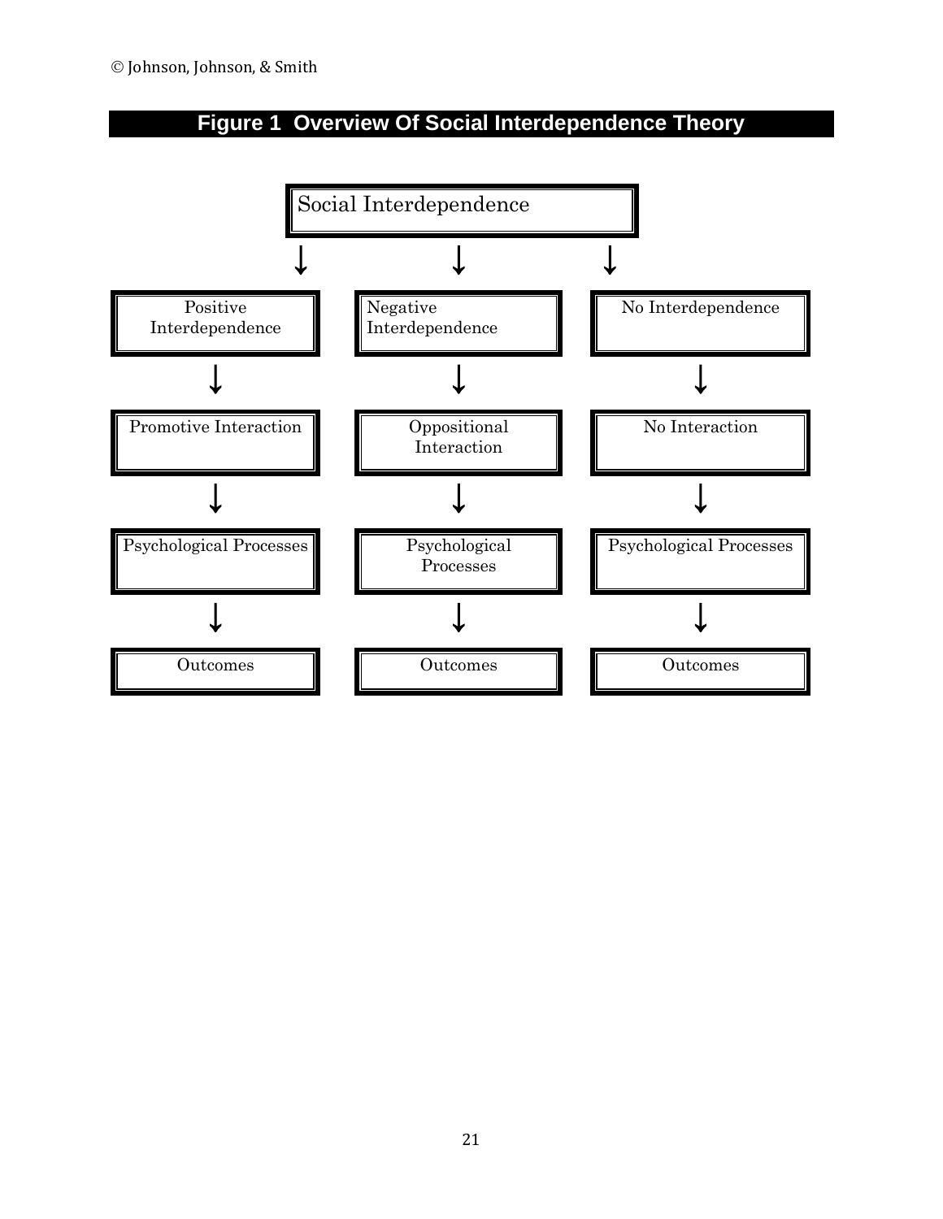**Figure 1 Overview Of Social Interdependence Theory**

Social Interdependence

↓ ↓ ↓

| Positive Interdependence | Negative Interdependence | No Interdependence |
|---|---|---|
| ↓ | ↓ | ↓ |
| Promotive Interaction | Oppositional Interaction | No Interaction |
| ↓ | ↓ | ↓ |
| Psychological Processes | Psychological Processes | Psychological Processes |
| ↓ | ↓ | ↓ |
| Outcomes | Outcomes | Outcomes |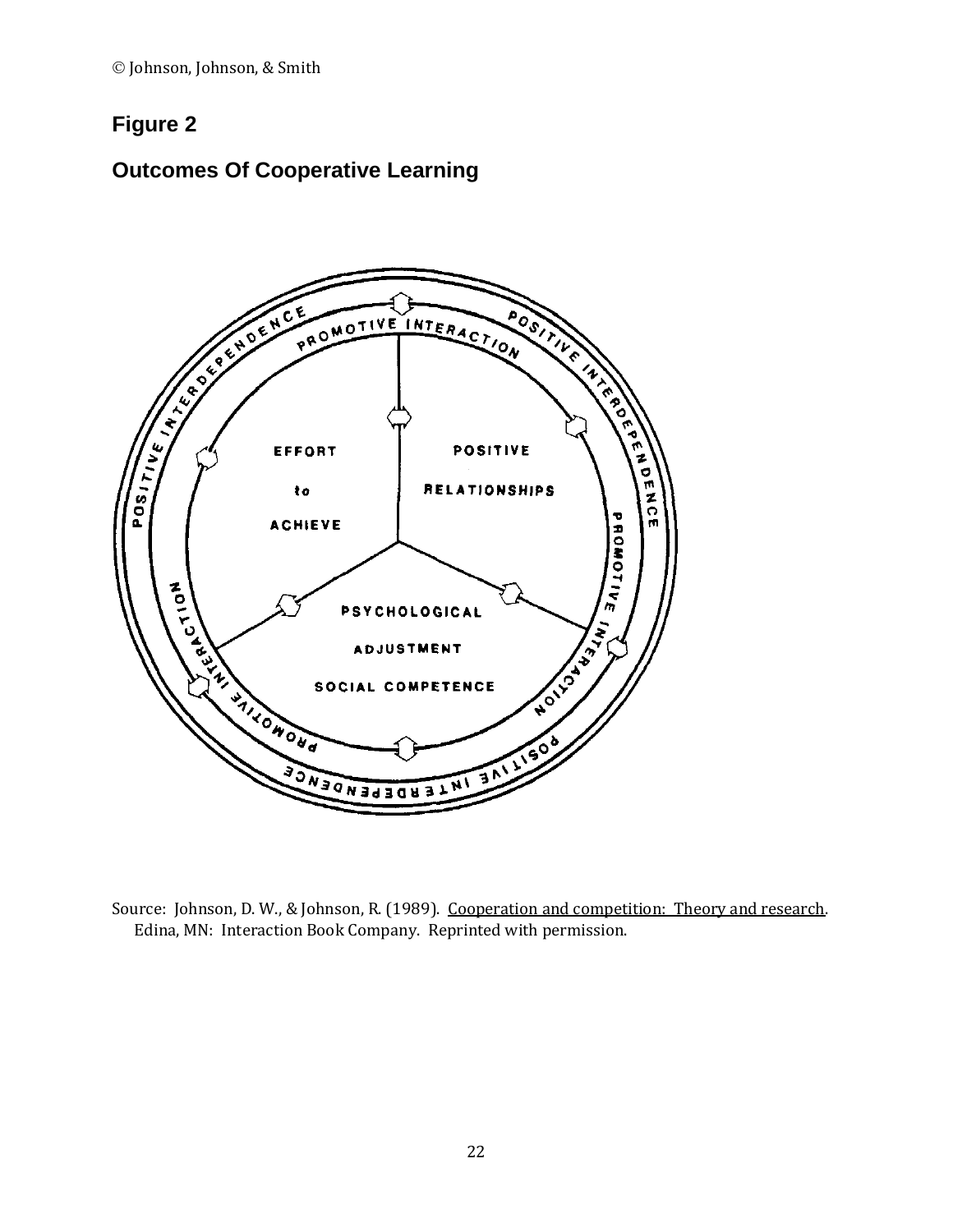## Figure 2

## Outcomes Of Cooperative Learning

Source: Johnson, D. W., & Johnson, R. (1989). Cooperation and competition: Theory and research. Edina, MN: Interaction Book Company. Reprinted with permission.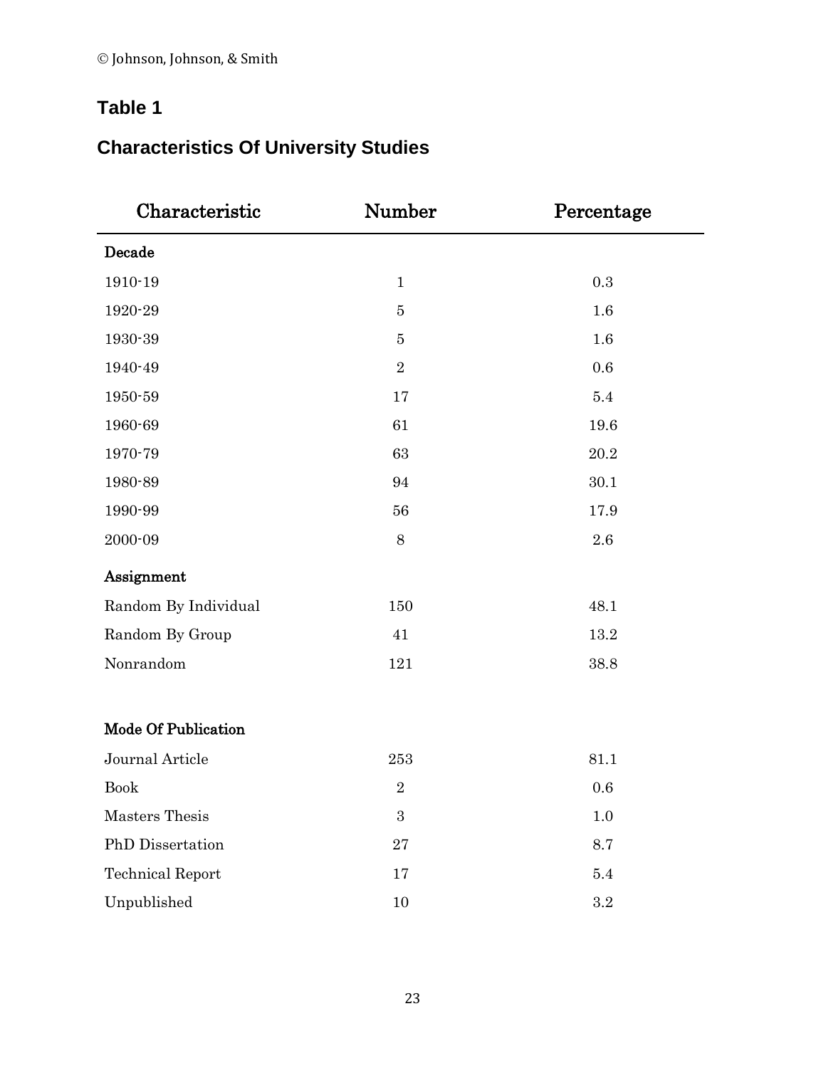© Johnson, Johnson, & Smith

## Table 1

## Characteristics Of University Studies

| Characteristic | Number | Percentage |
|---|---|---|
| **Decade** | | |
| 1910-19 | 1 | 0.3 |
| 1920-29 | 5 | 1.6 |
| 1930-39 | 5 | 1.6 |
| 1940-49 | 2 | 0.6 |
| 1950-59 | 17 | 5.4 |
| 1960-69 | 61 | 19.6 |
| 1970-79 | 63 | 20.2 |
| 1980-89 | 94 | 30.1 |
| 1990-99 | 56 | 17.9 |
| 2000-09 | 8 | 2.6 |
| **Assignment** | | |
| Random By Individual | 150 | 48.1 |
| Random By Group | 41 | 13.2 |
| Nonrandom | 121 | 38.8 |
| **Mode Of Publication** | | |
| Journal Article | 253 | 81.1 |
| Book | 2 | 0.6 |
| Masters Thesis | 3 | 1.0 |
| PhD Dissertation | 27 | 8.7 |
| Technical Report | 17 | 5.4 |
| Unpublished | 10 | 3.2 |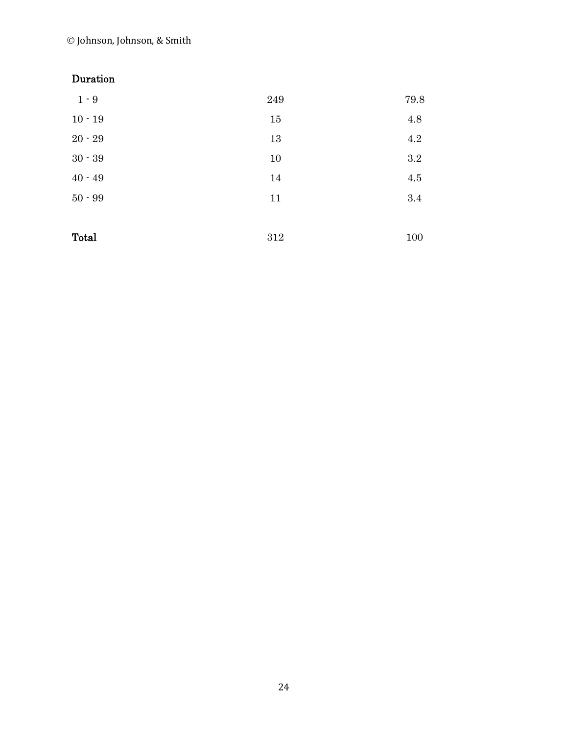| | | |
|---|---|---|
| **Duration** | | |
| 1 - 9 | 249 | 79.8 |
| 10 - 19 | 15 | 4.8 |
| 20 - 29 | 13 | 4.2 |
| 30 - 39 | 10 | 3.2 |
| 40 - 49 | 14 | 4.5 |
| 50 - 99 | 11 | 3.4 |
| | | |
| **Total** | 312 | 100 |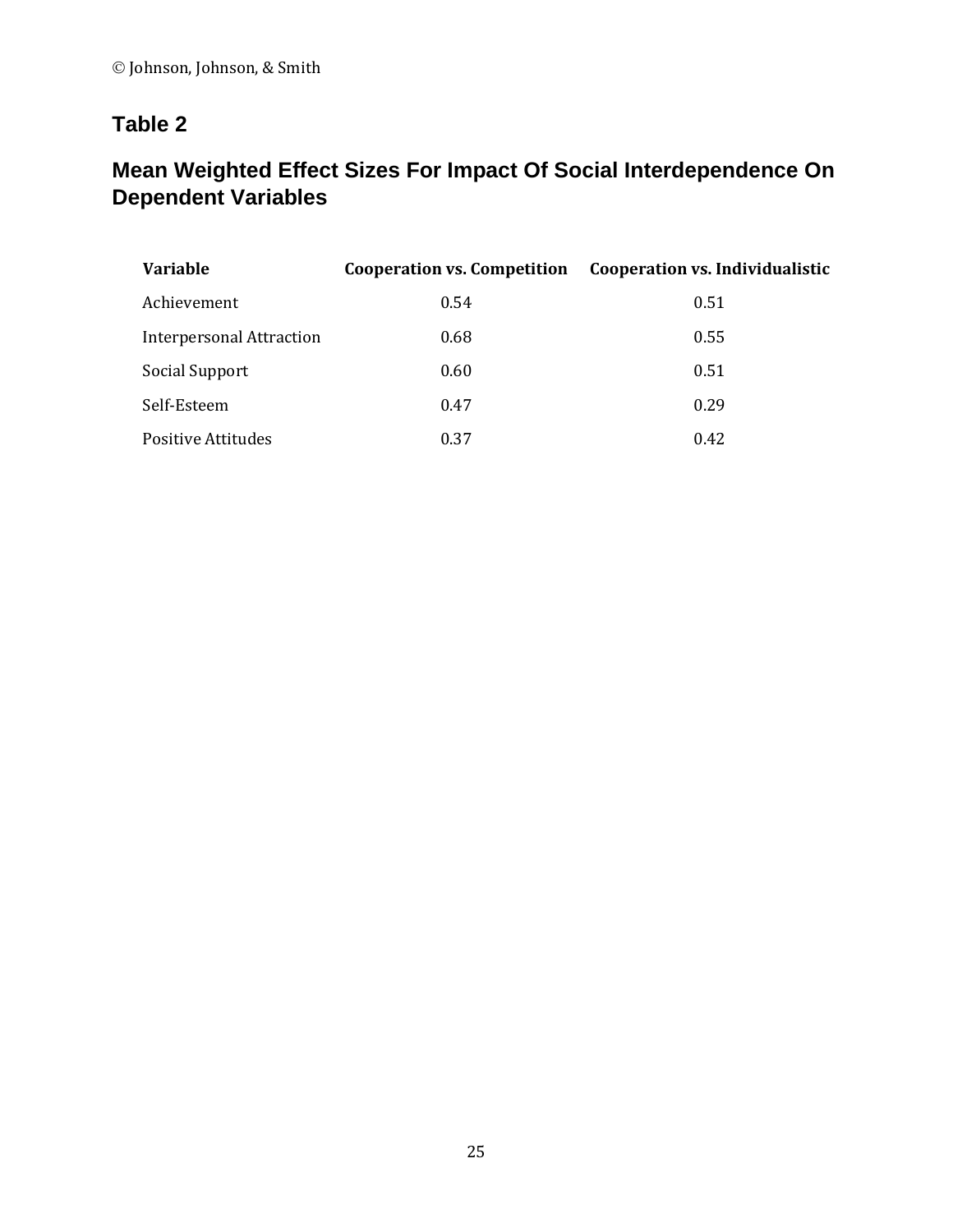## Table 2

## Mean Weighted Effect Sizes For Impact Of Social Interdependence On Dependent Variables

| Variable | Cooperation vs. Competition | Cooperation vs. Individualistic |
|---|---|---|
| Achievement | 0.54 | 0.51 |
| Interpersonal Attraction | 0.68 | 0.55 |
| Social Support | 0.60 | 0.51 |
| Self-Esteem | 0.47 | 0.29 |
| Positive Attitudes | 0.37 | 0.42 |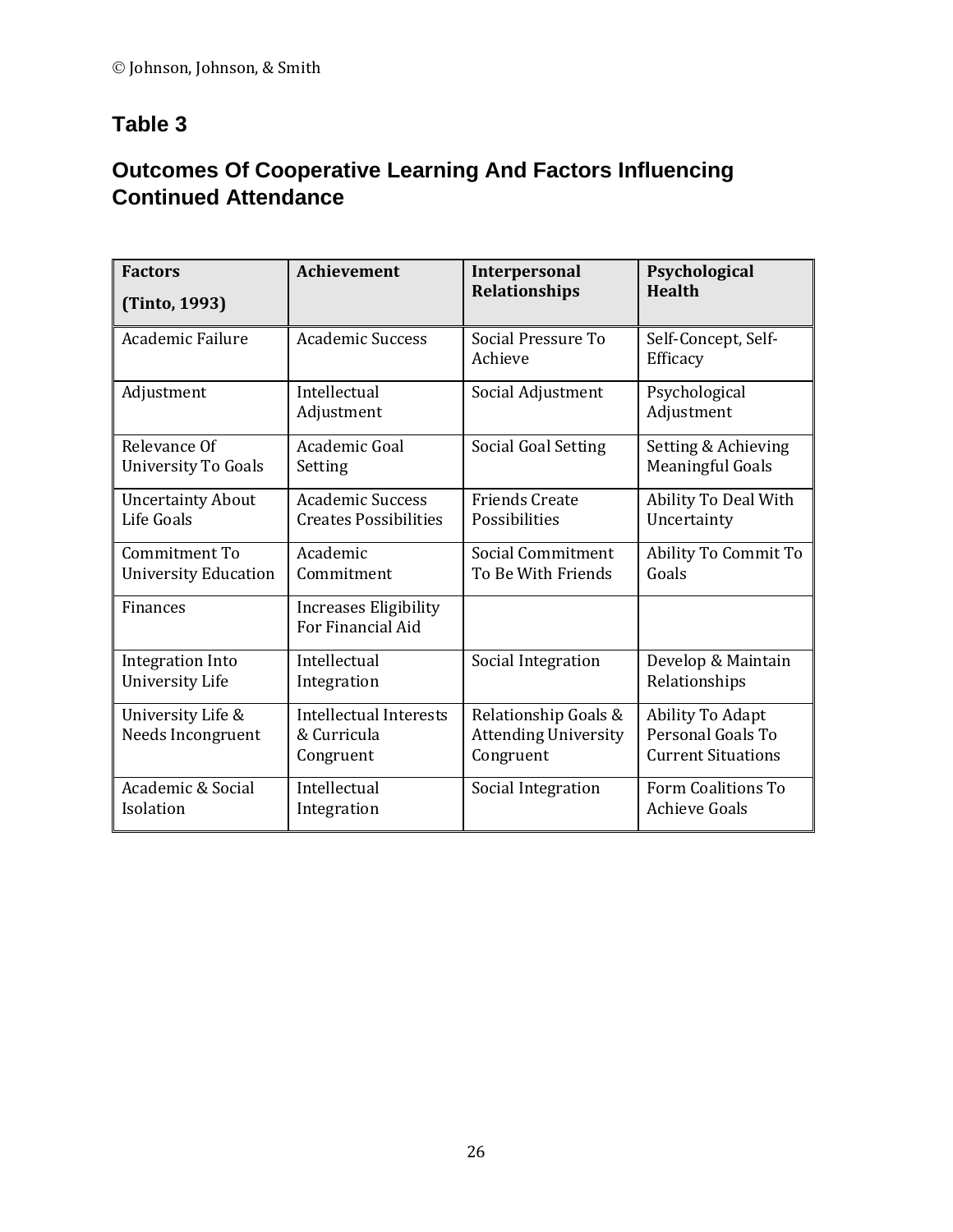## Table 3

## Outcomes Of Cooperative Learning And Factors Influencing Continued Attendance

| **Factors (Tinto, 1993)** | **Achievement** | **Interpersonal Relationships** | **Psychological Health** |
|---|---|---|---|
| Academic Failure | Academic Success | Social Pressure To Achieve | Self-Concept, Self-Efficacy |
| Adjustment | Intellectual Adjustment | Social Adjustment | Psychological Adjustment |
| Relevance Of University To Goals | Academic Goal Setting | Social Goal Setting | Setting & Achieving Meaningful Goals |
| Uncertainty About Life Goals | Academic Success Creates Possibilities | Friends Create Possibilities | Ability To Deal With Uncertainty |
| Commitment To University Education | Academic Commitment | Social Commitment To Be With Friends | Ability To Commit To Goals |
| Finances | Increases Eligibility For Financial Aid | | |
| Integration Into University Life | Intellectual Integration | Social Integration | Develop & Maintain Relationships |
| University Life & Needs Incongruent | Intellectual Interests & Curricula Congruent | Relationship Goals & Attending University Congruent | Ability To Adapt Personal Goals To Current Situations |
| Academic & Social Isolation | Intellectual Integration | Social Integration | Form Coalitions To Achieve Goals |